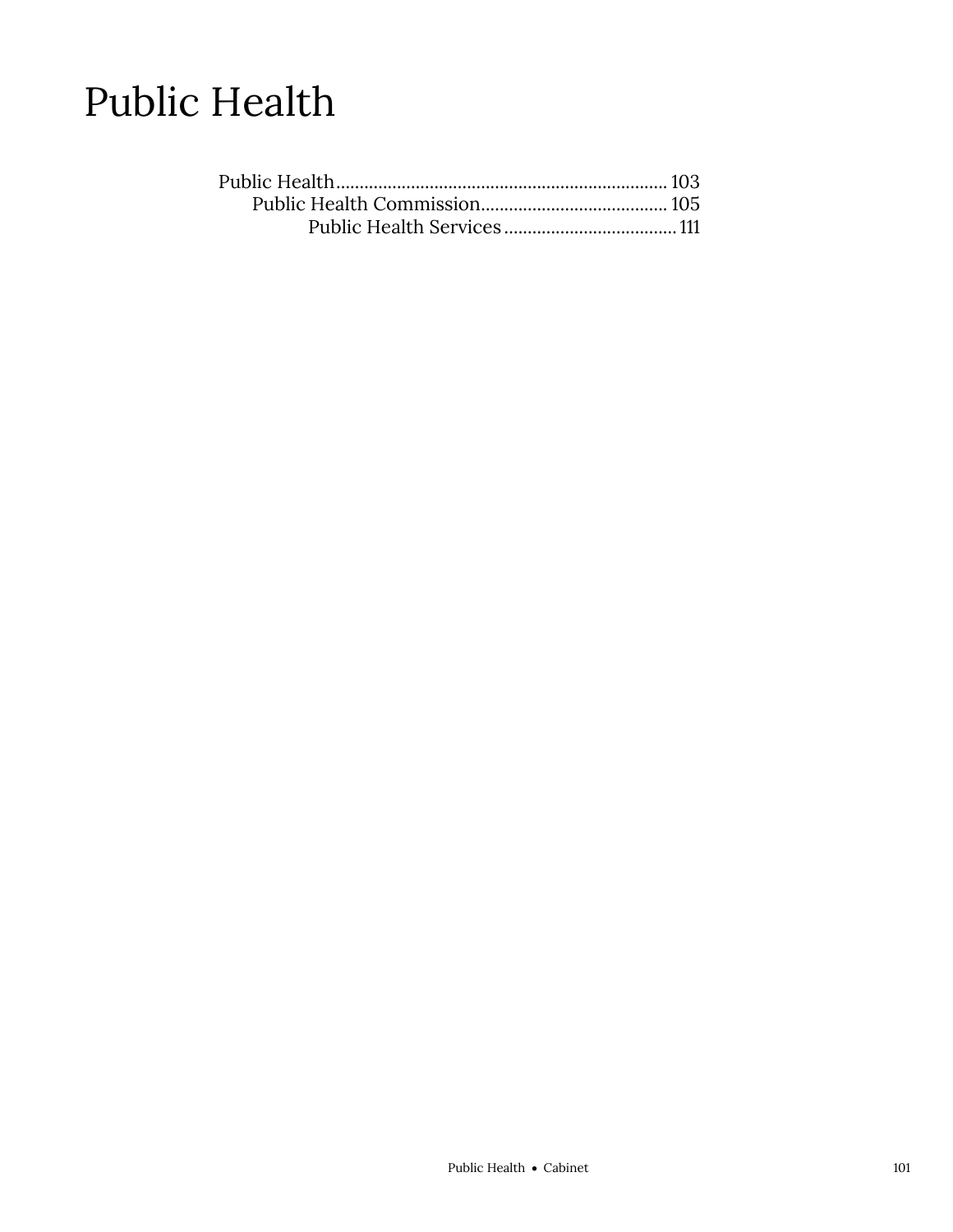# Public Health

- Public Health ...................................................................... 103
  - Public Health Commission........................................ 105
    - Public Health Services..................................... 111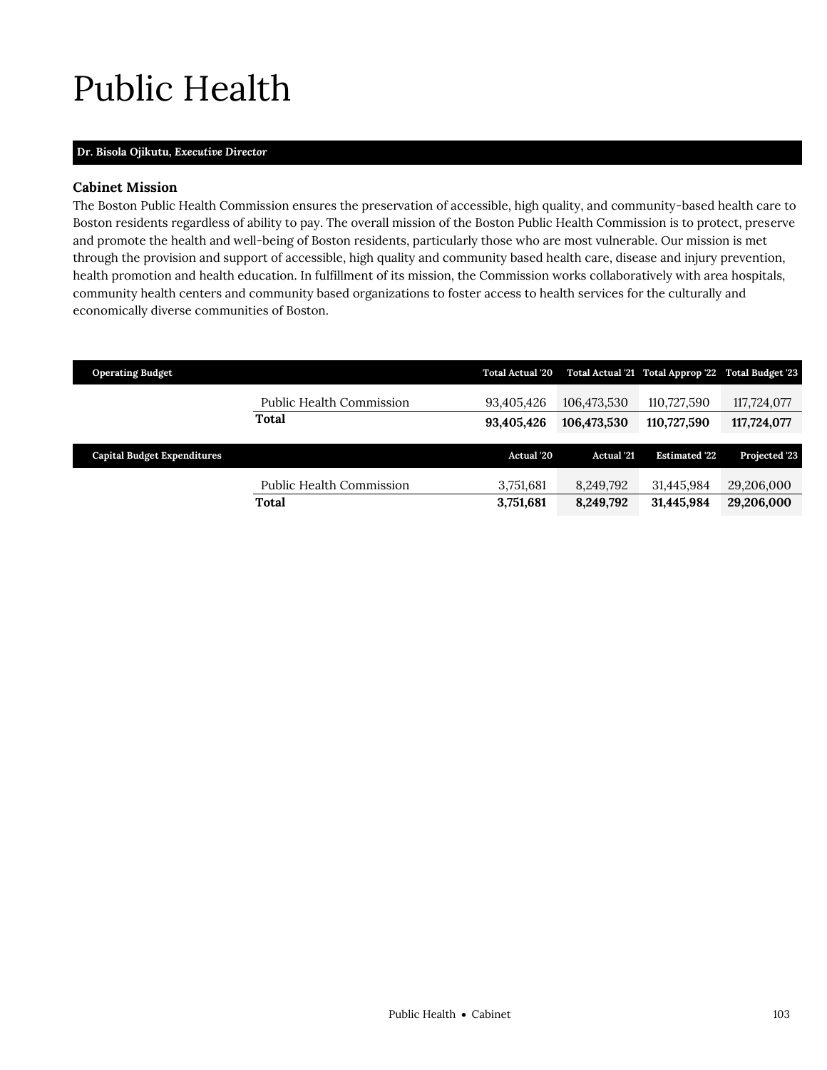# Public Health

**Dr. Bisola Ojikutu,** ***Executive Director***

### Cabinet Mission

The Boston Public Health Commission ensures the preservation of accessible, high quality, and community-based health care to Boston residents regardless of ability to pay. The overall mission of the Boston Public Health Commission is to protect, preserve and promote the health and well-being of Boston residents, particularly those who are most vulnerable. Our mission is met through the provision and support of accessible, high quality and community based health care, disease and injury prevention, health promotion and health education. In fulfillment of its mission, the Commission works collaboratively with area hospitals, community health centers and community based organizations to foster access to health services for the culturally and economically diverse communities of Boston.

| Operating Budget | | Total Actual '20 | Total Actual '21 | Total Approp '22 | Total Budget '23 |
|---|---|---|---|---|---|
| | Public Health Commission | 93,405,426 | 106,473,530 | 110,727,590 | 117,724,077 |
| | **Total** | **93,405,426** | **106,473,530** | **110,727,590** | **117,724,077** |

| Capital Budget Expenditures | | Actual '20 | Actual '21 | Estimated '22 | Projected '23 |
|---|---|---|---|---|---|
| | Public Health Commission | 3,751,681 | 8,249,792 | 31,445,984 | 29,206,000 |
| | **Total** | **3,751,681** | **8,249,792** | **31,445,984** | **29,206,000** |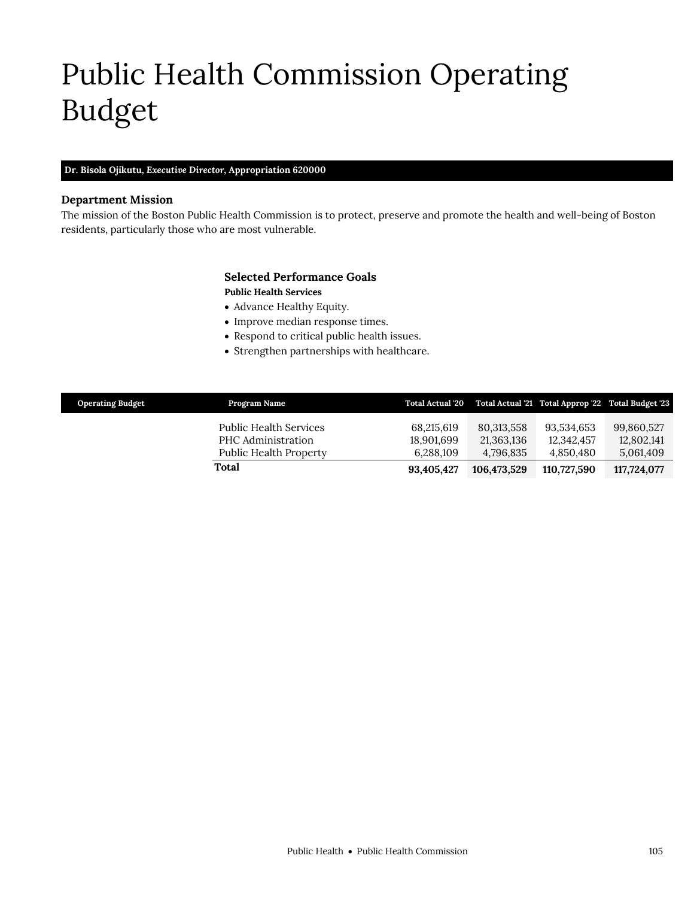# Public Health Commission Operating Budget

**Dr. Bisola Ojikutu, *Executive Director*, Appropriation 620000**

### Department Mission

The mission of the Boston Public Health Commission is to protect, preserve and promote the health and well-being of Boston residents, particularly those who are most vulnerable.

### Selected Performance Goals

**Public Health Services**

- Advance Healthy Equity.
- Improve median response times.
- Respond to critical public health issues.
- Strengthen partnerships with healthcare.

| Operating Budget | Program Name | Total Actual '20 | Total Actual '21 | Total Approp '22 | Total Budget '23 |
|---|---|---|---|---|---|
| | Public Health Services | 68,215,619 | 80,313,558 | 93,534,653 | 99,860,527 |
| | PHC Administration | 18,901,699 | 21,363,136 | 12,342,457 | 12,802,141 |
| | Public Health Property | 6,288,109 | 4,796,835 | 4,850,480 | 5,061,409 |
| | **Total** | **93,405,427** | **106,473,529** | **110,727,590** | **117,724,077** |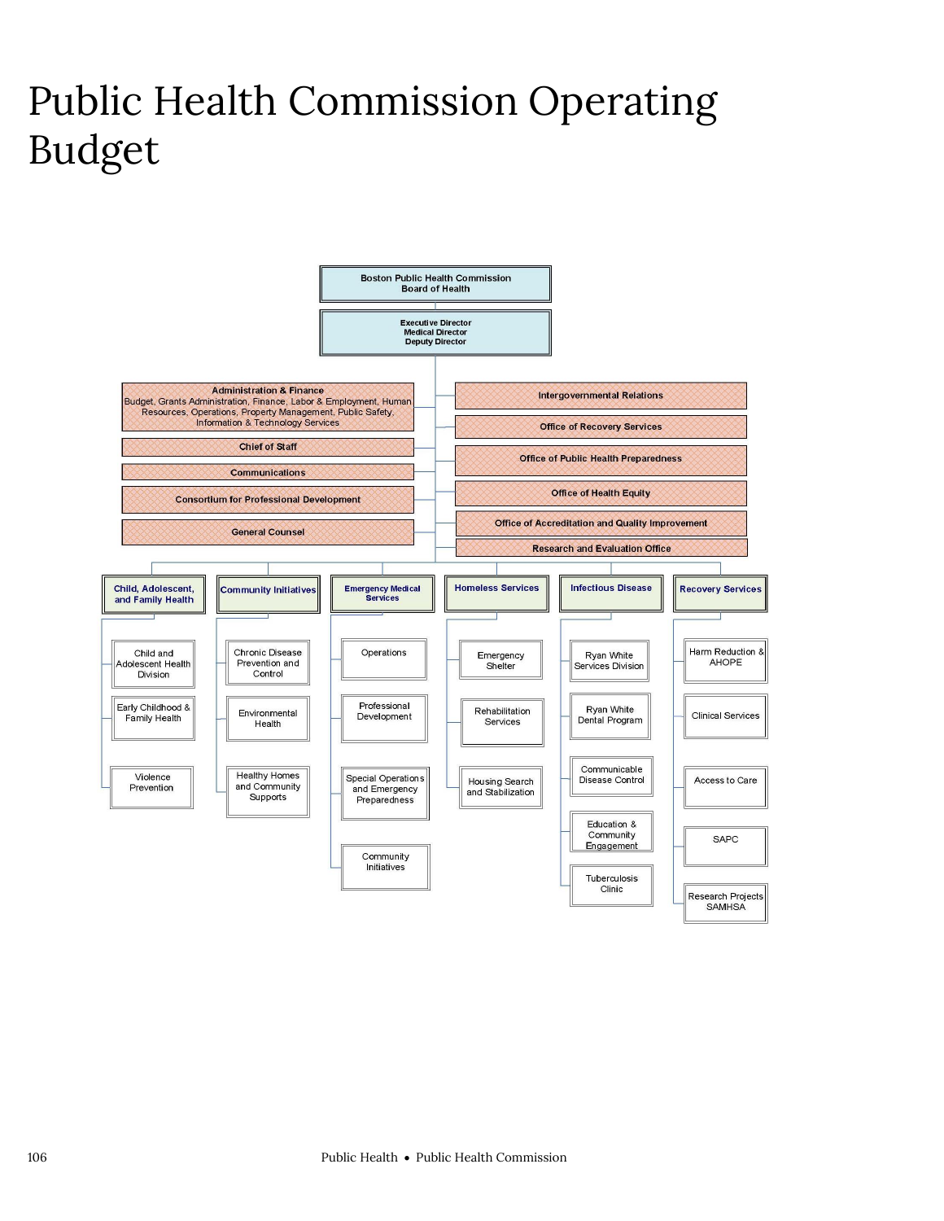# Public Health Commission Operating Budget

- **Boston Public Health Commission Board of Health**
  - **Executive Director / Medical Director / Deputy Director**
    - Administration & Finance: Budget, Grants Administration, Finance, Labor & Employment, Human Resources, Operations, Property Management, Public Safety, Information & Technology Services
    - Chief of Staff
    - Communications
    - Consortium for Professional Development
    - General Counsel
    - Intergovernmental Relations
    - Office of Recovery Services
    - Office of Public Health Preparedness
    - Office of Health Equity
    - Office of Accreditation and Quality Improvement
    - Research and Evaluation Office
    - **Child, Adolescent, and Family Health**
      - Child and Adolescent Health Division
      - Early Childhood & Family Health
      - Violence Prevention
    - **Community Initiatives**
      - Chronic Disease Prevention and Control
      - Environmental Health
      - Healthy Homes and Community Supports
    - **Emergency Medical Services**
      - Operations
      - Professional Development
      - Special Operations and Emergency Preparedness
      - Community Initiatives
    - **Homeless Services**
      - Emergency Shelter
      - Rehabilitation Services
      - Housing Search and Stabilization
    - **Infectious Disease**
      - Ryan White Services Division
      - Ryan White Dental Program
      - Communicable Disease Control
      - Education & Community Engagement
      - Tuberculosis Clinic
    - **Recovery Services**
      - Harm Reduction & AHOPE
      - Clinical Services
      - Access to Care
      - SAPC
      - Research Projects SAMHSA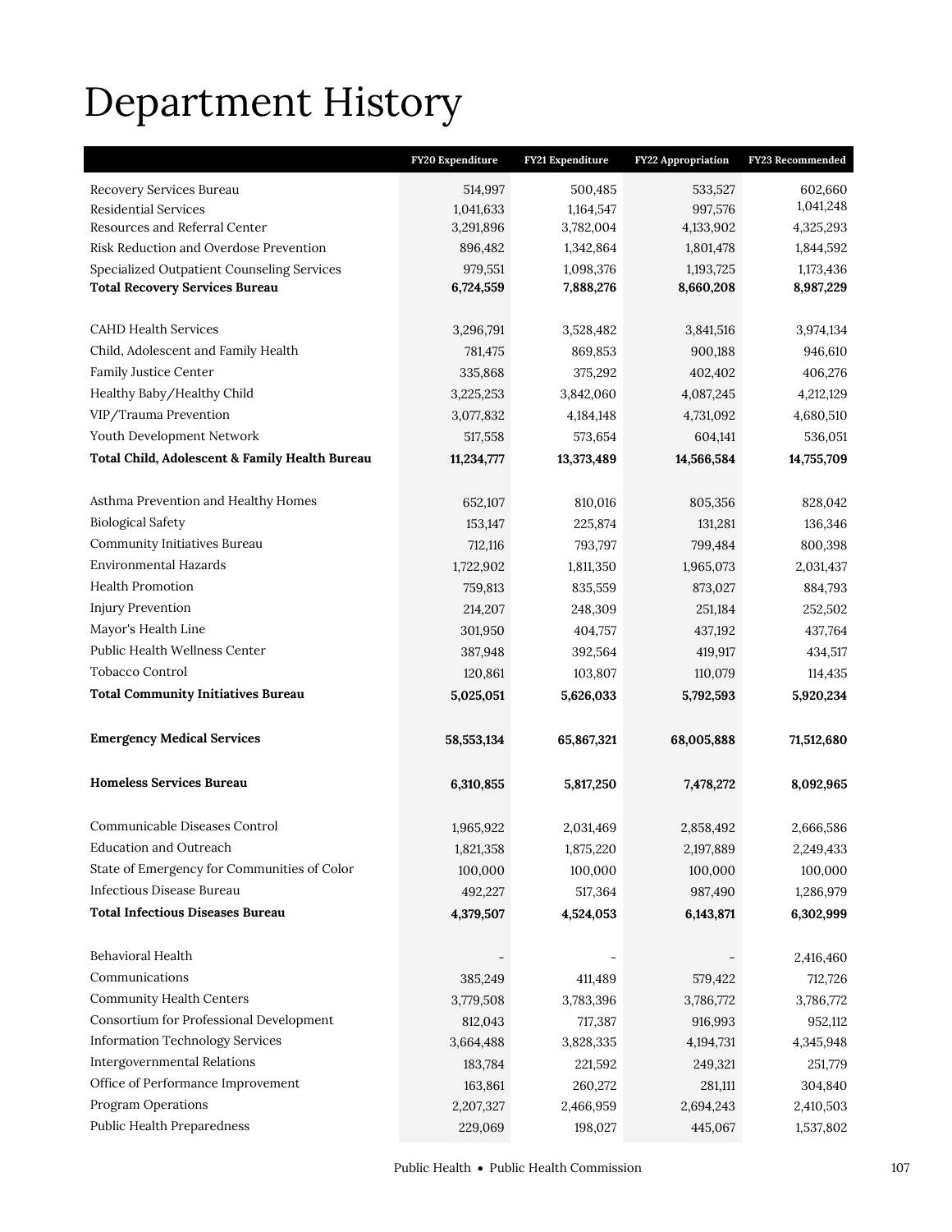# Department History

| | FY20 Expenditure | FY21 Expenditure | FY22 Appropriation | FY23 Recommended |
|---|---|---|---|---|
| Recovery Services Bureau | 514,997 | 500,485 | 533,527 | 602,660 |
| Residential Services | 1,041,633 | 1,164,547 | 997,576 | 1,041,248 |
| Resources and Referral Center | 3,291,896 | 3,782,004 | 4,133,902 | 4,325,293 |
| Risk Reduction and Overdose Prevention | 896,482 | 1,342,864 | 1,801,478 | 1,844,592 |
| Specialized Outpatient Counseling Services | 979,551 | 1,098,376 | 1,193,725 | 1,173,436 |
| **Total Recovery Services Bureau** | **6,724,559** | **7,888,276** | **8,660,208** | **8,987,229** |
| | | | | |
| CAHD Health Services | 3,296,791 | 3,528,482 | 3,841,516 | 3,974,134 |
| Child, Adolescent and Family Health | 781,475 | 869,853 | 900,188 | 946,610 |
| Family Justice Center | 335,868 | 375,292 | 402,402 | 406,276 |
| Healthy Baby/Healthy Child | 3,225,253 | 3,842,060 | 4,087,245 | 4,212,129 |
| VIP/Trauma Prevention | 3,077,832 | 4,184,148 | 4,731,092 | 4,680,510 |
| Youth Development Network | 517,558 | 573,654 | 604,141 | 536,051 |
| **Total Child, Adolescent & Family Health Bureau** | **11,234,777** | **13,373,489** | **14,566,584** | **14,755,709** |
| | | | | |
| Asthma Prevention and Healthy Homes | 652,107 | 810,016 | 805,356 | 828,042 |
| Biological Safety | 153,147 | 225,874 | 131,281 | 136,346 |
| Community Initiatives Bureau | 712,116 | 793,797 | 799,484 | 800,398 |
| Environmental Hazards | 1,722,902 | 1,811,350 | 1,965,073 | 2,031,437 |
| Health Promotion | 759,813 | 835,559 | 873,027 | 884,793 |
| Injury Prevention | 214,207 | 248,309 | 251,184 | 252,502 |
| Mayor's Health Line | 301,950 | 404,757 | 437,192 | 437,764 |
| Public Health Wellness Center | 387,948 | 392,564 | 419,917 | 434,517 |
| Tobacco Control | 120,861 | 103,807 | 110,079 | 114,435 |
| **Total Community Initiatives Bureau** | **5,025,051** | **5,626,033** | **5,792,593** | **5,920,234** |
| | | | | |
| **Emergency Medical Services** | **58,553,134** | **65,867,321** | **68,005,888** | **71,512,680** |
| | | | | |
| **Homeless Services Bureau** | **6,310,855** | **5,817,250** | **7,478,272** | **8,092,965** |
| | | | | |
| Communicable Diseases Control | 1,965,922 | 2,031,469 | 2,858,492 | 2,666,586 |
| Education and Outreach | 1,821,358 | 1,875,220 | 2,197,889 | 2,249,433 |
| State of Emergency for Communities of Color | 100,000 | 100,000 | 100,000 | 100,000 |
| Infectious Disease Bureau | 492,227 | 517,364 | 987,490 | 1,286,979 |
| **Total Infectious Diseases Bureau** | **4,379,507** | **4,524,053** | **6,143,871** | **6,302,999** |
| | | | | |
| Behavioral Health | - | - | - | 2,416,460 |
| Communications | 385,249 | 411,489 | 579,422 | 712,726 |
| Community Health Centers | 3,779,508 | 3,783,396 | 3,786,772 | 3,786,772 |
| Consortium for Professional Development | 812,043 | 717,387 | 916,993 | 952,112 |
| Information Technology Services | 3,664,488 | 3,828,335 | 4,194,731 | 4,345,948 |
| Intergovernmental Relations | 183,784 | 221,592 | 249,321 | 251,779 |
| Office of Performance Improvement | 163,861 | 260,272 | 281,111 | 304,840 |
| Program Operations | 2,207,327 | 2,466,959 | 2,694,243 | 2,410,503 |
| Public Health Preparedness | 229,069 | 198,027 | 445,067 | 1,537,802 |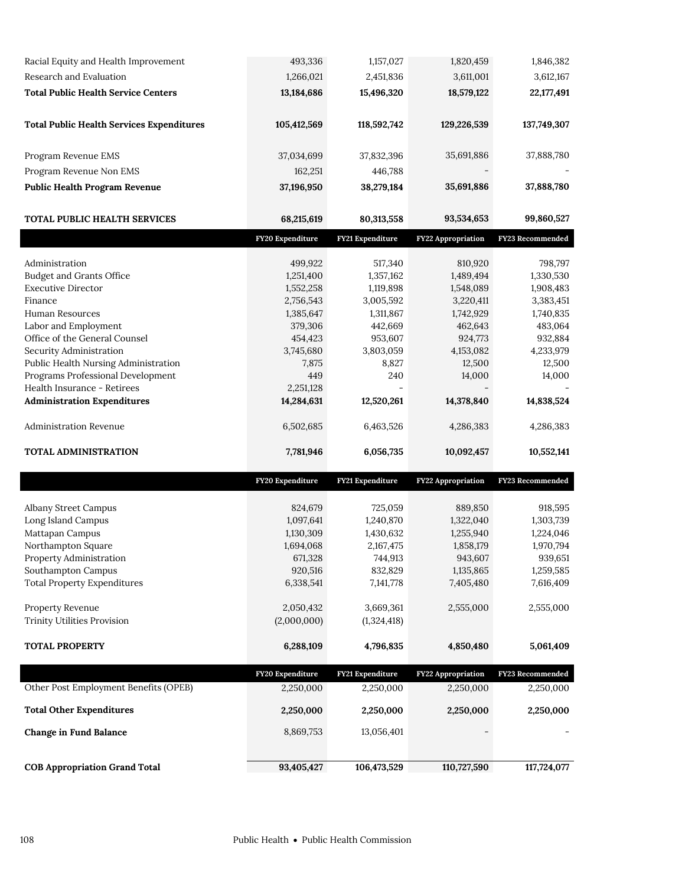| | | | | |
|---|---|---|---|---|
| Racial Equity and Health Improvement | 493,336 | 1,157,027 | 1,820,459 | 1,846,382 |
| Research and Evaluation | 1,266,021 | 2,451,836 | 3,611,001 | 3,612,167 |
| **Total Public Health Service Centers** | **13,184,686** | **15,496,320** | **18,579,122** | **22,177,491** |
| | | | | |
| **Total Public Health Services Expenditures** | **105,412,569** | **118,592,742** | **129,226,539** | **137,749,307** |
| | | | | |
| Program Revenue EMS | 37,034,699 | 37,832,396 | 35,691,886 | 37,888,780 |
| Program Revenue Non EMS | 162,251 | 446,788 | - | - |
| **Public Health Program Revenue** | **37,196,950** | **38,279,184** | **35,691,886** | **37,888,780** |
| | | | | |
| **TOTAL PUBLIC HEALTH SERVICES** | **68,215,619** | **80,313,558** | **93,534,653** | **99,860,527** |

| | FY20 Expenditure | FY21 Expenditure | FY22 Appropriation | FY23 Recommended |
|---|---|---|---|---|
| Administration | 499,922 | 517,340 | 810,920 | 798,797 |
| Budget and Grants Office | 1,251,400 | 1,357,162 | 1,489,494 | 1,330,530 |
| Executive Director | 1,552,258 | 1,119,898 | 1,548,089 | 1,908,483 |
| Finance | 2,756,543 | 3,005,592 | 3,220,411 | 3,383,451 |
| Human Resources | 1,385,647 | 1,311,867 | 1,742,929 | 1,740,835 |
| Labor and Employment | 379,306 | 442,669 | 462,643 | 483,064 |
| Office of the General Counsel | 454,423 | 953,607 | 924,773 | 932,884 |
| Security Administration | 3,745,680 | 3,803,059 | 4,153,082 | 4,233,979 |
| Public Health Nursing Administration | 7,875 | 8,827 | 12,500 | 12,500 |
| Programs Professional Development | 449 | 240 | 14,000 | 14,000 |
| Health Insurance - Retirees | 2,251,128 | - | - | - |
| **Administration Expenditures** | **14,284,631** | **12,520,261** | **14,378,840** | **14,838,524** |
| | | | | |
| Administration Revenue | 6,502,685 | 6,463,526 | 4,286,383 | 4,286,383 |
| | | | | |
| **TOTAL ADMINISTRATION** | **7,781,946** | **6,056,735** | **10,092,457** | **10,552,141** |

| | FY20 Expenditure | FY21 Expenditure | FY22 Appropriation | FY23 Recommended |
|---|---|---|---|---|
| Albany Street Campus | 824,679 | 725,059 | 889,850 | 918,595 |
| Long Island Campus | 1,097,641 | 1,240,870 | 1,322,040 | 1,303,739 |
| Mattapan Campus | 1,130,309 | 1,430,632 | 1,255,940 | 1,224,046 |
| Northampton Square | 1,694,068 | 2,167,475 | 1,858,179 | 1,970,794 |
| Property Administration | 671,328 | 744,913 | 943,607 | 939,651 |
| Southampton Campus | 920,516 | 832,829 | 1,135,865 | 1,259,585 |
| Total Property Expenditures | 6,338,541 | 7,141,778 | 7,405,480 | 7,616,409 |
| | | | | |
| Property Revenue | 2,050,432 | 3,669,361 | 2,555,000 | 2,555,000 |
| Trinity Utilities Provision | (2,000,000) | (1,324,418) | | |
| | | | | |
| **TOTAL PROPERTY** | **6,288,109** | **4,796,835** | **4,850,480** | **5,061,409** |

| | FY20 Expenditure | FY21 Expenditure | FY22 Appropriation | FY23 Recommended |
|---|---|---|---|---|
| Other Post Employment Benefits (OPEB) | 2,250,000 | 2,250,000 | 2,250,000 | 2,250,000 |
| **Total Other Expenditures** | **2,250,000** | **2,250,000** | **2,250,000** | **2,250,000** |
| **Change in Fund Balance** | 8,869,753 | 13,056,401 | - | - |
| | | | | |
| **COB Appropriation Grand Total** | **93,405,427** | **106,473,529** | **110,727,590** | **117,724,077** |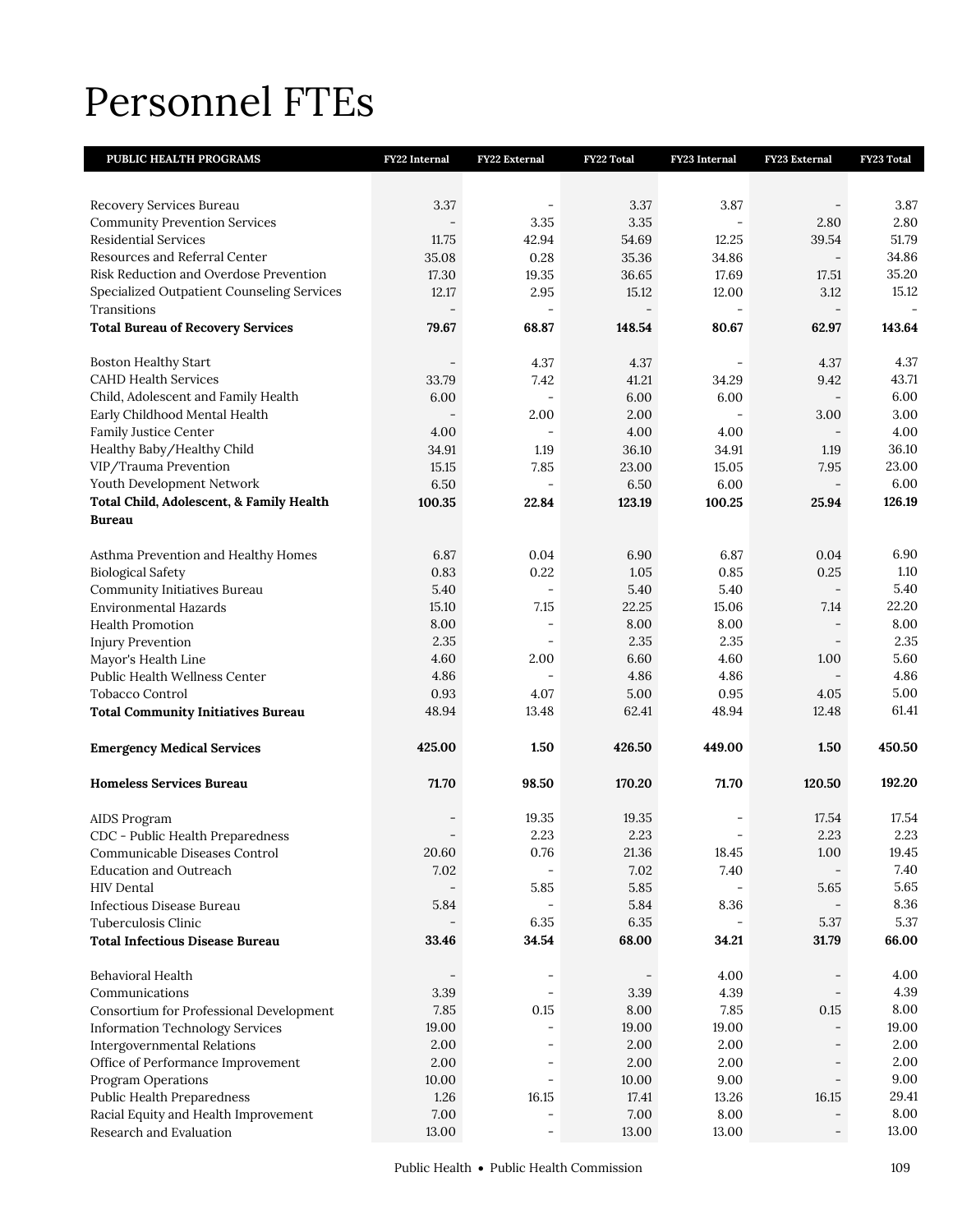# Personnel FTEs

| PUBLIC HEALTH PROGRAMS | FY22 Internal | FY22 External | FY22 Total | FY23 Internal | FY23 External | FY23 Total |
|---|---|---|---|---|---|---|
| Recovery Services Bureau | 3.37 | - | 3.37 | 3.87 | - | 3.87 |
| Community Prevention Services | - | 3.35 | 3.35 | - | 2.80 | 2.80 |
| Residential Services | 11.75 | 42.94 | 54.69 | 12.25 | 39.54 | 51.79 |
| Resources and Referral Center | 35.08 | 0.28 | 35.36 | 34.86 | - | 34.86 |
| Risk Reduction and Overdose Prevention | 17.30 | 19.35 | 36.65 | 17.69 | 17.51 | 35.20 |
| Specialized Outpatient Counseling Services | 12.17 | 2.95 | 15.12 | 12.00 | 3.12 | 15.12 |
| Transitions | - | - | - | - | - | - |
| **Total Bureau of Recovery Services** | **79.67** | **68.87** | **148.54** | **80.67** | **62.97** | **143.64** |
| Boston Healthy Start | - | 4.37 | 4.37 | - | 4.37 | 4.37 |
| CAHD Health Services | 33.79 | 7.42 | 41.21 | 34.29 | 9.42 | 43.71 |
| Child, Adolescent and Family Health | 6.00 | - | 6.00 | 6.00 | - | 6.00 |
| Early Childhood Mental Health | - | 2.00 | 2.00 | - | 3.00 | 3.00 |
| Family Justice Center | 4.00 | - | 4.00 | 4.00 | - | 4.00 |
| Healthy Baby/Healthy Child | 34.91 | 1.19 | 36.10 | 34.91 | 1.19 | 36.10 |
| VIP/Trauma Prevention | 15.15 | 7.85 | 23.00 | 15.05 | 7.95 | 23.00 |
| Youth Development Network | 6.50 | - | 6.50 | 6.00 | - | 6.00 |
| **Total Child, Adolescent, & Family Health Bureau** | **100.35** | **22.84** | **123.19** | **100.25** | **25.94** | **126.19** |
| Asthma Prevention and Healthy Homes | 6.87 | 0.04 | 6.90 | 6.87 | 0.04 | 6.90 |
| Biological Safety | 0.83 | 0.22 | 1.05 | 0.85 | 0.25 | 1.10 |
| Community Initiatives Bureau | 5.40 | - | 5.40 | 5.40 | - | 5.40 |
| Environmental Hazards | 15.10 | 7.15 | 22.25 | 15.06 | 7.14 | 22.20 |
| Health Promotion | 8.00 | - | 8.00 | 8.00 | - | 8.00 |
| Injury Prevention | 2.35 | - | 2.35 | 2.35 | - | 2.35 |
| Mayor's Health Line | 4.60 | 2.00 | 6.60 | 4.60 | 1.00 | 5.60 |
| Public Health Wellness Center | 4.86 | - | 4.86 | 4.86 | - | 4.86 |
| Tobacco Control | 0.93 | 4.07 | 5.00 | 0.95 | 4.05 | 5.00 |
| **Total Community Initiatives Bureau** | 48.94 | 13.48 | 62.41 | 48.94 | 12.48 | 61.41 |
| **Emergency Medical Services** | **425.00** | **1.50** | **426.50** | **449.00** | **1.50** | **450.50** |
| **Homeless Services Bureau** | **71.70** | **98.50** | **170.20** | **71.70** | **120.50** | **192.20** |
| AIDS Program | - | 19.35 | 19.35 | - | 17.54 | 17.54 |
| CDC - Public Health Preparedness | - | 2.23 | 2.23 | - | 2.23 | 2.23 |
| Communicable Diseases Control | 20.60 | 0.76 | 21.36 | 18.45 | 1.00 | 19.45 |
| Education and Outreach | 7.02 | - | 7.02 | 7.40 | - | 7.40 |
| HIV Dental | - | 5.85 | 5.85 | - | 5.65 | 5.65 |
| Infectious Disease Bureau | 5.84 | - | 5.84 | 8.36 | - | 8.36 |
| Tuberculosis Clinic | - | 6.35 | 6.35 | - | 5.37 | 5.37 |
| **Total Infectious Disease Bureau** | **33.46** | **34.54** | **68.00** | **34.21** | **31.79** | **66.00** |
| Behavioral Health | - | - | - | 4.00 | - | 4.00 |
| Communications | 3.39 | - | 3.39 | 4.39 | - | 4.39 |
| Consortium for Professional Development | 7.85 | 0.15 | 8.00 | 7.85 | 0.15 | 8.00 |
| Information Technology Services | 19.00 | - | 19.00 | 19.00 | - | 19.00 |
| Intergovernmental Relations | 2.00 | - | 2.00 | 2.00 | - | 2.00 |
| Office of Performance Improvement | 2.00 | - | 2.00 | 2.00 | - | 2.00 |
| Program Operations | 10.00 | - | 10.00 | 9.00 | - | 9.00 |
| Public Health Preparedness | 1.26 | 16.15 | 17.41 | 13.26 | 16.15 | 29.41 |
| Racial Equity and Health Improvement | 7.00 | - | 7.00 | 8.00 | - | 8.00 |
| Research and Evaluation | 13.00 | - | 13.00 | 13.00 | - | 13.00 |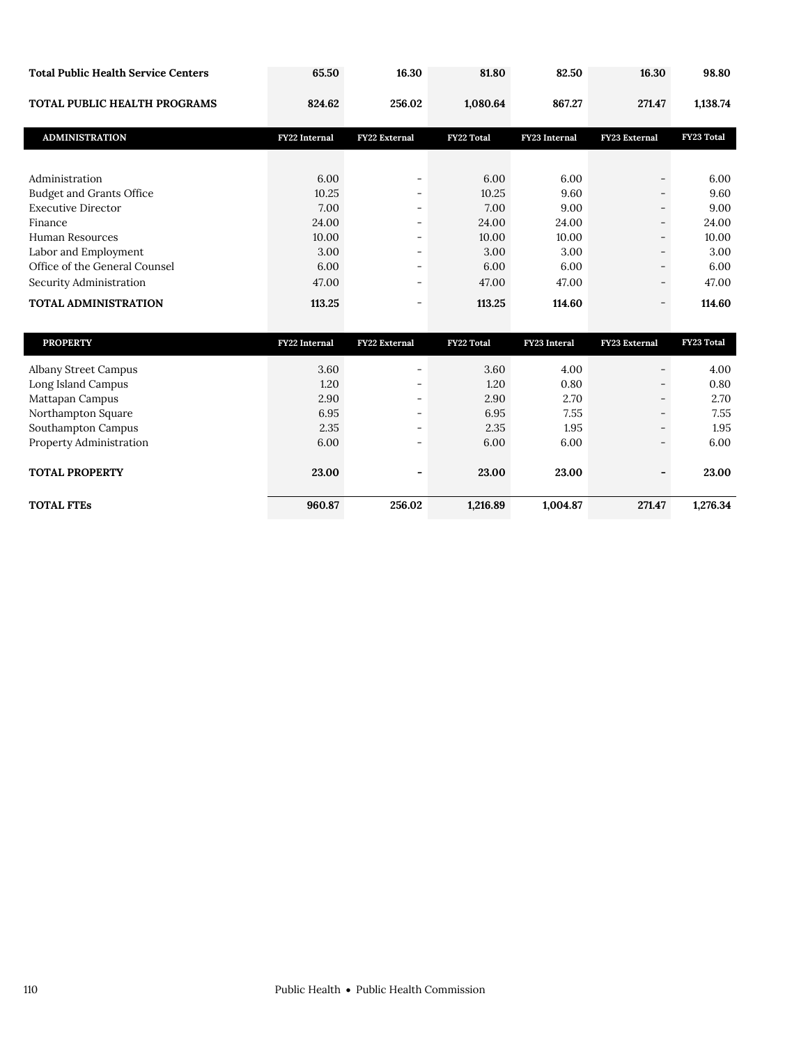| | | | | | | |
|---|---|---|---|---|---|---|
| **Total Public Health Service Centers** | **65.50** | **16.30** | **81.80** | **82.50** | **16.30** | **98.80** |
| **TOTAL PUBLIC HEALTH PROGRAMS** | **824.62** | **256.02** | **1,080.64** | **867.27** | **271.47** | **1,138.74** |

| ADMINISTRATION | FY22 Internal | FY22 External | FY22 Total | FY23 Internal | FY23 External | FY23 Total |
|---|---|---|---|---|---|---|
| Administration | 6.00 | - | 6.00 | 6.00 | - | 6.00 |
| Budget and Grants Office | 10.25 | - | 10.25 | 9.60 | - | 9.60 |
| Executive Director | 7.00 | - | 7.00 | 9.00 | - | 9.00 |
| Finance | 24.00 | - | 24.00 | 24.00 | - | 24.00 |
| Human Resources | 10.00 | - | 10.00 | 10.00 | - | 10.00 |
| Labor and Employment | 3.00 | - | 3.00 | 3.00 | - | 3.00 |
| Office of the General Counsel | 6.00 | - | 6.00 | 6.00 | - | 6.00 |
| Security Administration | 47.00 | - | 47.00 | 47.00 | - | 47.00 |
| **TOTAL ADMINISTRATION** | **113.25** | - | **113.25** | **114.60** | - | **114.60** |

| PROPERTY | FY22 Internal | FY22 External | FY22 Total | FY23 Interal | FY23 External | FY23 Total |
|---|---|---|---|---|---|---|
| Albany Street Campus | 3.60 | - | 3.60 | 4.00 | - | 4.00 |
| Long Island Campus | 1.20 | - | 1.20 | 0.80 | - | 0.80 |
| Mattapan Campus | 2.90 | - | 2.90 | 2.70 | - | 2.70 |
| Northampton Square | 6.95 | - | 6.95 | 7.55 | - | 7.55 |
| Southampton Campus | 2.35 | - | 2.35 | 1.95 | - | 1.95 |
| Property Administration | 6.00 | - | 6.00 | 6.00 | - | 6.00 |
| **TOTAL PROPERTY** | **23.00** | **-** | **23.00** | **23.00** | **-** | **23.00** |
| **TOTAL FTEs** | **960.87** | **256.02** | **1,216.89** | **1,004.87** | **271.47** | **1,276.34** |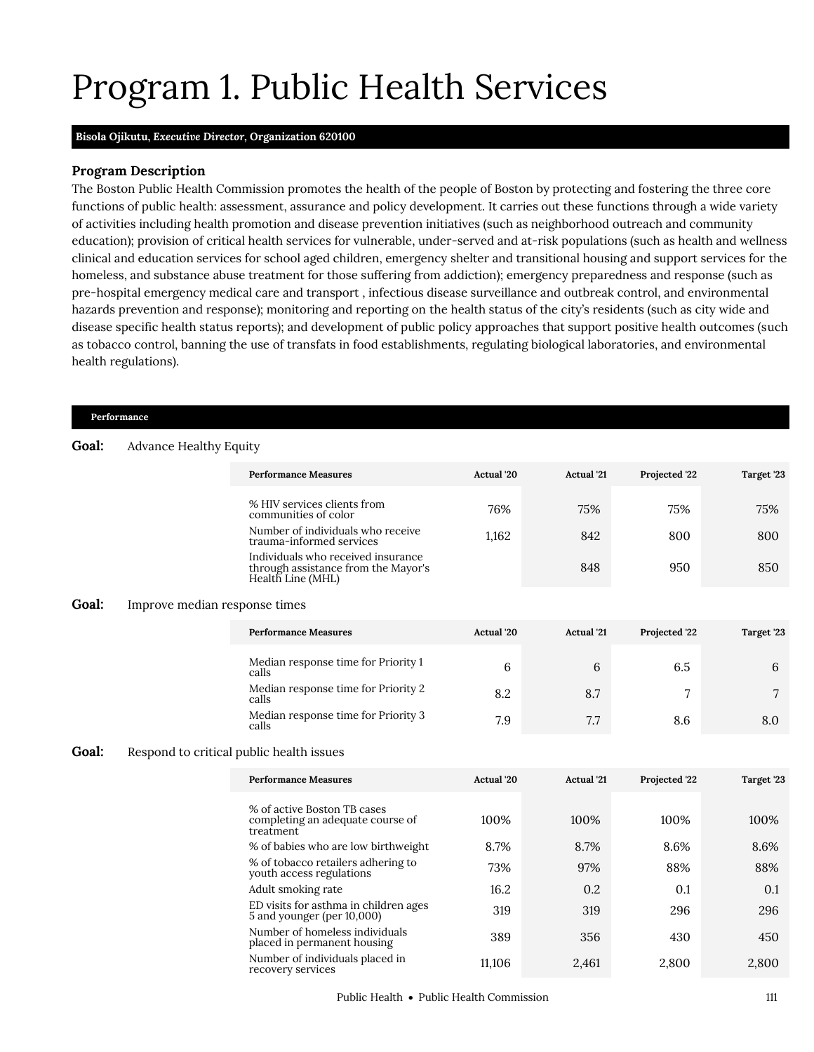# Program 1. Public Health Services

**Bisola Ojikutu, *Executive Director*, Organization 620100**

### Program Description

The Boston Public Health Commission promotes the health of the people of Boston by protecting and fostering the three core functions of public health: assessment, assurance and policy development. It carries out these functions through a wide variety of activities including health promotion and disease prevention initiatives (such as neighborhood outreach and community education); provision of critical health services for vulnerable, under-served and at-risk populations (such as health and wellness clinical and education services for school aged children, emergency shelter and transitional housing and support services for the homeless, and substance abuse treatment for those suffering from addiction); emergency preparedness and response (such as pre-hospital emergency medical care and transport , infectious disease surveillance and outbreak control, and environmental hazards prevention and response); monitoring and reporting on the health status of the city's residents (such as city wide and disease specific health status reports); and development of public policy approaches that support positive health outcomes (such as tobacco control, banning the use of transfats in food establishments, regulating biological laboratories, and environmental health regulations).

#### Performance

**Goal:** Advance Healthy Equity

| Performance Measures | Actual '20 | Actual '21 | Projected '22 | Target '23 |
|---|---|---|---|---|
| % HIV services clients from communities of color | 76% | 75% | 75% | 75% |
| Number of individuals who receive trauma-informed services | 1,162 | 842 | 800 | 800 |
| Individuals who received insurance through assistance from the Mayor's Health Line (MHL) | | 848 | 950 | 850 |

**Goal:** Improve median response times

| Performance Measures | Actual '20 | Actual '21 | Projected '22 | Target '23 |
|---|---|---|---|---|
| Median response time for Priority 1 calls | 6 | 6 | 6.5 | 6 |
| Median response time for Priority 2 calls | 8.2 | 8.7 | 7 | 7 |
| Median response time for Priority 3 calls | 7.9 | 7.7 | 8.6 | 8.0 |

**Goal:** Respond to critical public health issues

| Performance Measures | Actual '20 | Actual '21 | Projected '22 | Target '23 |
|---|---|---|---|---|
| % of active Boston TB cases completing an adequate course of treatment | 100% | 100% | 100% | 100% |
| % of babies who are low birthweight | 8.7% | 8.7% | 8.6% | 8.6% |
| % of tobacco retailers adhering to youth access regulations | 73% | 97% | 88% | 88% |
| Adult smoking rate | 16.2 | 0.2 | 0.1 | 0.1 |
| ED visits for asthma in children ages 5 and younger (per 10,000) | 319 | 319 | 296 | 296 |
| Number of homeless individuals placed in permanent housing | 389 | 356 | 430 | 450 |
| Number of individuals placed in recovery services | 11,106 | 2,461 | 2,800 | 2,800 |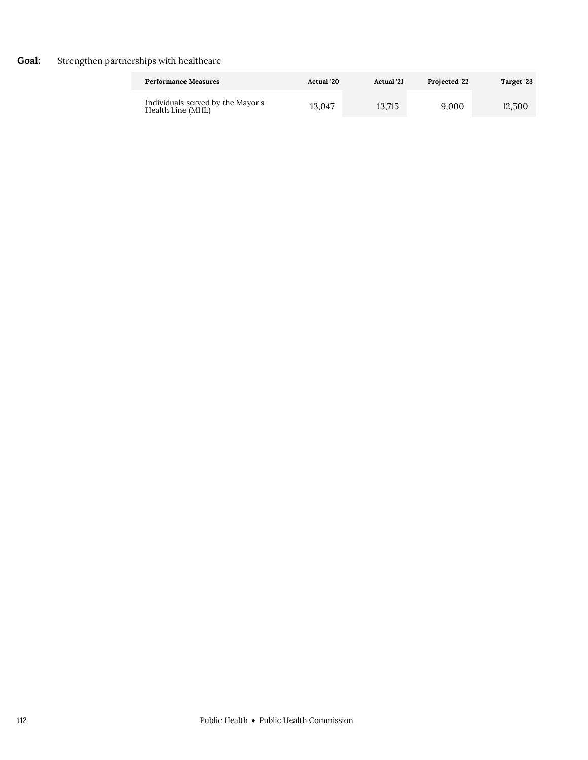**Goal:** Strengthen partnerships with healthcare

| Performance Measures | Actual '20 | Actual '21 | Projected '22 | Target '23 |
|---|---|---|---|---|
| Individuals served by the Mayor's Health Line (MHL) | 13,047 | 13,715 | 9,000 | 12,500 |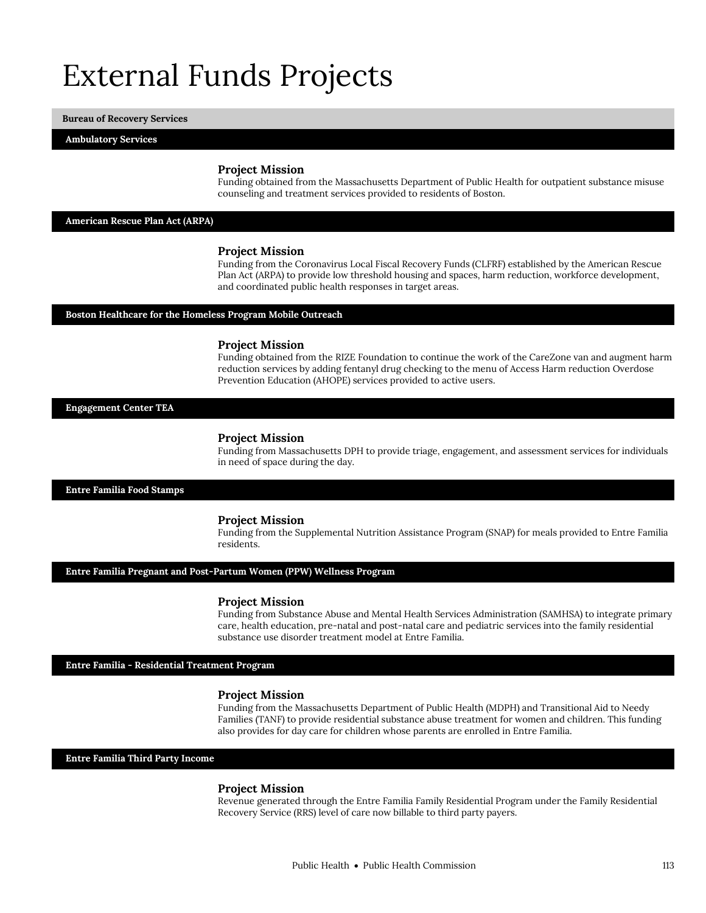# External Funds Projects

## Bureau of Recovery Services

### Ambulatory Services

**Project Mission**

Funding obtained from the Massachusetts Department of Public Health for outpatient substance misuse counseling and treatment services provided to residents of Boston.

### American Rescue Plan Act (ARPA)

**Project Mission**

Funding from the Coronavirus Local Fiscal Recovery Funds (CLFRF) established by the American Rescue Plan Act (ARPA) to provide low threshold housing and spaces, harm reduction, workforce development, and coordinated public health responses in target areas.

### Boston Healthcare for the Homeless Program Mobile Outreach

**Project Mission**

Funding obtained from the RIZE Foundation to continue the work of the CareZone van and augment harm reduction services by adding fentanyl drug checking to the menu of Access Harm reduction Overdose Prevention Education (AHOPE) services provided to active users.

### Engagement Center TEA

**Project Mission**

Funding from Massachusetts DPH to provide triage, engagement, and assessment services for individuals in need of space during the day.

### Entre Familia Food Stamps

**Project Mission**

Funding from the Supplemental Nutrition Assistance Program (SNAP) for meals provided to Entre Familia residents.

### Entre Familia Pregnant and Post-Partum Women (PPW) Wellness Program

**Project Mission**

Funding from Substance Abuse and Mental Health Services Administration (SAMHSA) to integrate primary care, health education, pre-natal and post-natal care and pediatric services into the family residential substance use disorder treatment model at Entre Familia.

### Entre Familia - Residential Treatment Program

**Project Mission**

Funding from the Massachusetts Department of Public Health (MDPH) and Transitional Aid to Needy Families (TANF) to provide residential substance abuse treatment for women and children. This funding also provides for day care for children whose parents are enrolled in Entre Familia.

### Entre Familia Third Party Income

**Project Mission**

Revenue generated through the Entre Familia Family Residential Program under the Family Residential Recovery Service (RRS) level of care now billable to third party payers.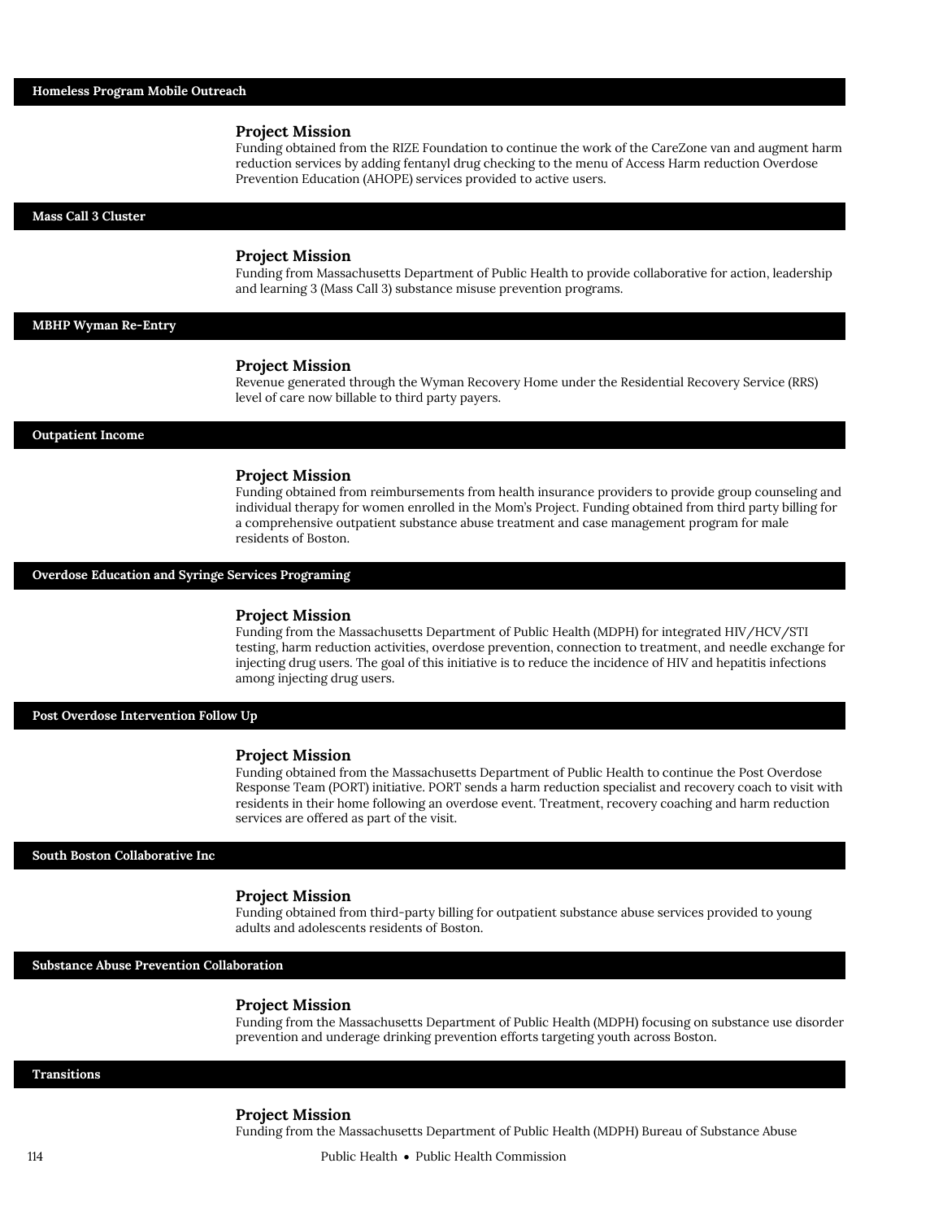## Homeless Program Mobile Outreach

### Project Mission

Funding obtained from the RIZE Foundation to continue the work of the CareZone van and augment harm reduction services by adding fentanyl drug checking to the menu of Access Harm reduction Overdose Prevention Education (AHOPE) services provided to active users.

## Mass Call 3 Cluster

### Project Mission

Funding from Massachusetts Department of Public Health to provide collaborative for action, leadership and learning 3 (Mass Call 3) substance misuse prevention programs.

## MBHP Wyman Re-Entry

### Project Mission

Revenue generated through the Wyman Recovery Home under the Residential Recovery Service (RRS) level of care now billable to third party payers.

## Outpatient Income

### Project Mission

Funding obtained from reimbursements from health insurance providers to provide group counseling and individual therapy for women enrolled in the Mom's Project. Funding obtained from third party billing for a comprehensive outpatient substance abuse treatment and case management program for male residents of Boston.

## Overdose Education and Syringe Services Programing

### Project Mission

Funding from the Massachusetts Department of Public Health (MDPH) for integrated HIV/HCV/STI testing, harm reduction activities, overdose prevention, connection to treatment, and needle exchange for injecting drug users. The goal of this initiative is to reduce the incidence of HIV and hepatitis infections among injecting drug users.

## Post Overdose Intervention Follow Up

### Project Mission

Funding obtained from the Massachusetts Department of Public Health to continue the Post Overdose Response Team (PORT) initiative. PORT sends a harm reduction specialist and recovery coach to visit with residents in their home following an overdose event. Treatment, recovery coaching and harm reduction services are offered as part of the visit.

## South Boston Collaborative Inc

### Project Mission

Funding obtained from third-party billing for outpatient substance abuse services provided to young adults and adolescents residents of Boston.

## Substance Abuse Prevention Collaboration

### Project Mission

Funding from the Massachusetts Department of Public Health (MDPH) focusing on substance use disorder prevention and underage drinking prevention efforts targeting youth across Boston.

## Transitions

### Project Mission

Funding from the Massachusetts Department of Public Health (MDPH) Bureau of Substance Abuse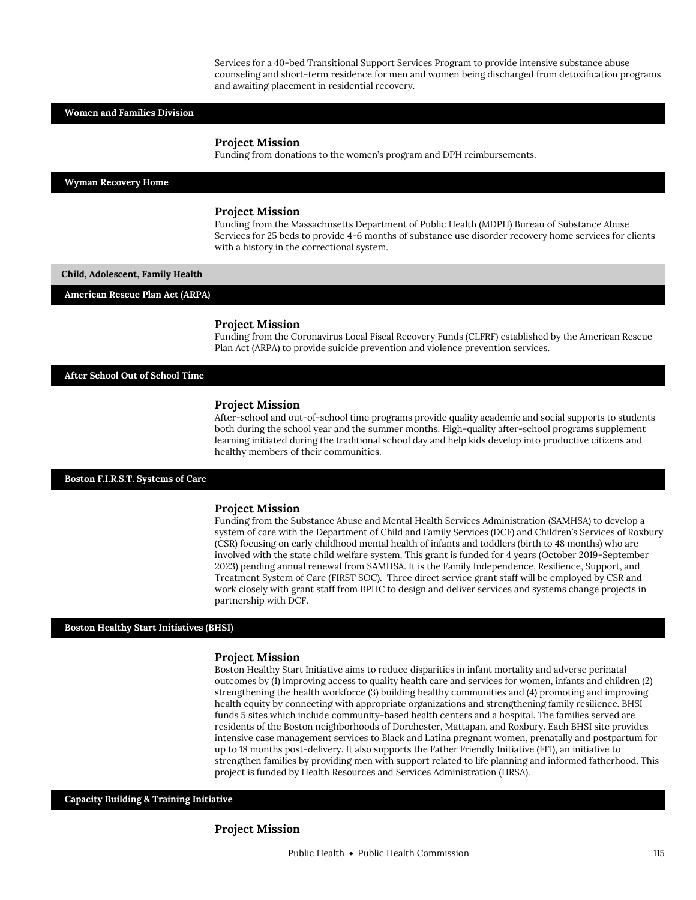Services for a 40-bed Transitional Support Services Program to provide intensive substance abuse counseling and short-term residence for men and women being discharged from detoxification programs and awaiting placement in residential recovery.

## Women and Families Division

### Project Mission

Funding from donations to the women's program and DPH reimbursements.

## Wyman Recovery Home

### Project Mission

Funding from the Massachusetts Department of Public Health (MDPH) Bureau of Substance Abuse Services for 25 beds to provide 4-6 months of substance use disorder recovery home services for clients with a history in the correctional system.

# Child, Adolescent, Family Health

## American Rescue Plan Act (ARPA)

### Project Mission

Funding from the Coronavirus Local Fiscal Recovery Funds (CLFRF) established by the American Rescue Plan Act (ARPA) to provide suicide prevention and violence prevention services.

## After School Out of School Time

### Project Mission

After-school and out-of-school time programs provide quality academic and social supports to students both during the school year and the summer months. High-quality after-school programs supplement learning initiated during the traditional school day and help kids develop into productive citizens and healthy members of their communities.

## Boston F.I.R.S.T. Systems of Care

### Project Mission

Funding from the Substance Abuse and Mental Health Services Administration (SAMHSA) to develop a system of care with the Department of Child and Family Services (DCF) and Children's Services of Roxbury (CSR) focusing on early childhood mental health of infants and toddlers (birth to 48 months) who are involved with the state child welfare system. This grant is funded for 4 years (October 2019-September 2023) pending annual renewal from SAMHSA. It is the Family Independence, Resilience, Support, and Treatment System of Care (FIRST SOC). Three direct service grant staff will be employed by CSR and work closely with grant staff from BPHC to design and deliver services and systems change projects in partnership with DCF.

## Boston Healthy Start Initiatives (BHSI)

### Project Mission

Boston Healthy Start Initiative aims to reduce disparities in infant mortality and adverse perinatal outcomes by (1) improving access to quality health care and services for women, infants and children (2) strengthening the health workforce (3) building healthy communities and (4) promoting and improving health equity by connecting with appropriate organizations and strengthening family resilience. BHSI funds 5 sites which include community-based health centers and a hospital. The families served are residents of the Boston neighborhoods of Dorchester, Mattapan, and Roxbury. Each BHSI site provides intensive case management services to Black and Latina pregnant women, prenatally and postpartum for up to 18 months post-delivery. It also supports the Father Friendly Initiative (FFI), an initiative to strengthen families by providing men with support related to life planning and informed fatherhood. This project is funded by Health Resources and Services Administration (HRSA).

## Capacity Building & Training Initiative

### Project Mission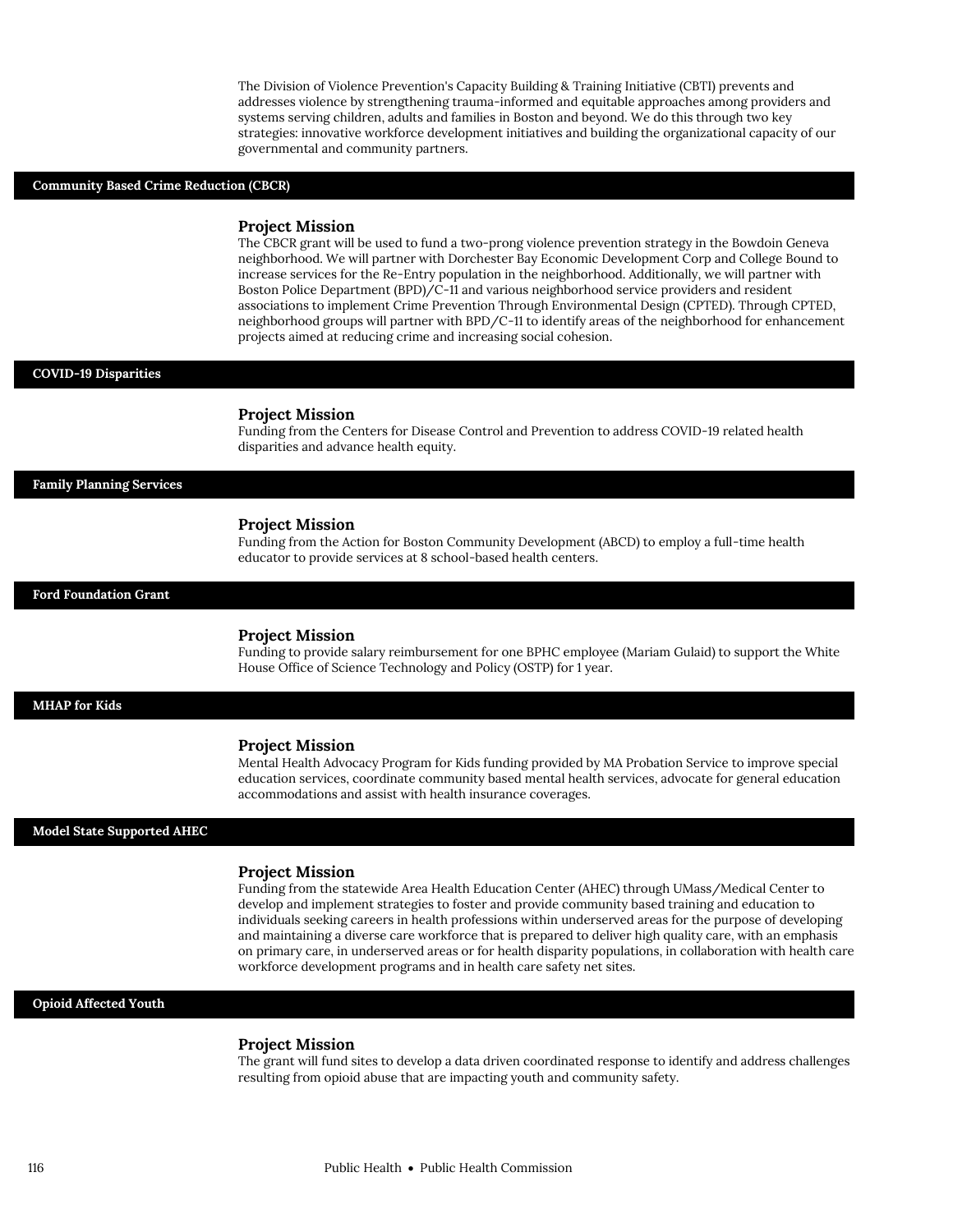The Division of Violence Prevention's Capacity Building & Training Initiative (CBTI) prevents and addresses violence by strengthening trauma-informed and equitable approaches among providers and systems serving children, adults and families in Boston and beyond. We do this through two key strategies: innovative workforce development initiatives and building the organizational capacity of our governmental and community partners.

## Community Based Crime Reduction (CBCR)

### Project Mission

The CBCR grant will be used to fund a two-prong violence prevention strategy in the Bowdoin Geneva neighborhood. We will partner with Dorchester Bay Economic Development Corp and College Bound to increase services for the Re-Entry population in the neighborhood. Additionally, we will partner with Boston Police Department (BPD)/C-11 and various neighborhood service providers and resident associations to implement Crime Prevention Through Environmental Design (CPTED). Through CPTED, neighborhood groups will partner with BPD/C-11 to identify areas of the neighborhood for enhancement projects aimed at reducing crime and increasing social cohesion.

## COVID-19 Disparities

### Project Mission

Funding from the Centers for Disease Control and Prevention to address COVID-19 related health disparities and advance health equity.

## Family Planning Services

### Project Mission

Funding from the Action for Boston Community Development (ABCD) to employ a full-time health educator to provide services at 8 school-based health centers.

## Ford Foundation Grant

### Project Mission

Funding to provide salary reimbursement for one BPHC employee (Mariam Gulaid) to support the White House Office of Science Technology and Policy (OSTP) for 1 year.

## MHAP for Kids

### Project Mission

Mental Health Advocacy Program for Kids funding provided by MA Probation Service to improve special education services, coordinate community based mental health services, advocate for general education accommodations and assist with health insurance coverages.

## Model State Supported AHEC

### Project Mission

Funding from the statewide Area Health Education Center (AHEC) through UMass/Medical Center to develop and implement strategies to foster and provide community based training and education to individuals seeking careers in health professions within underserved areas for the purpose of developing and maintaining a diverse care workforce that is prepared to deliver high quality care, with an emphasis on primary care, in underserved areas or for health disparity populations, in collaboration with health care workforce development programs and in health care safety net sites.

## Opioid Affected Youth

### Project Mission

The grant will fund sites to develop a data driven coordinated response to identify and address challenges resulting from opioid abuse that are impacting youth and community safety.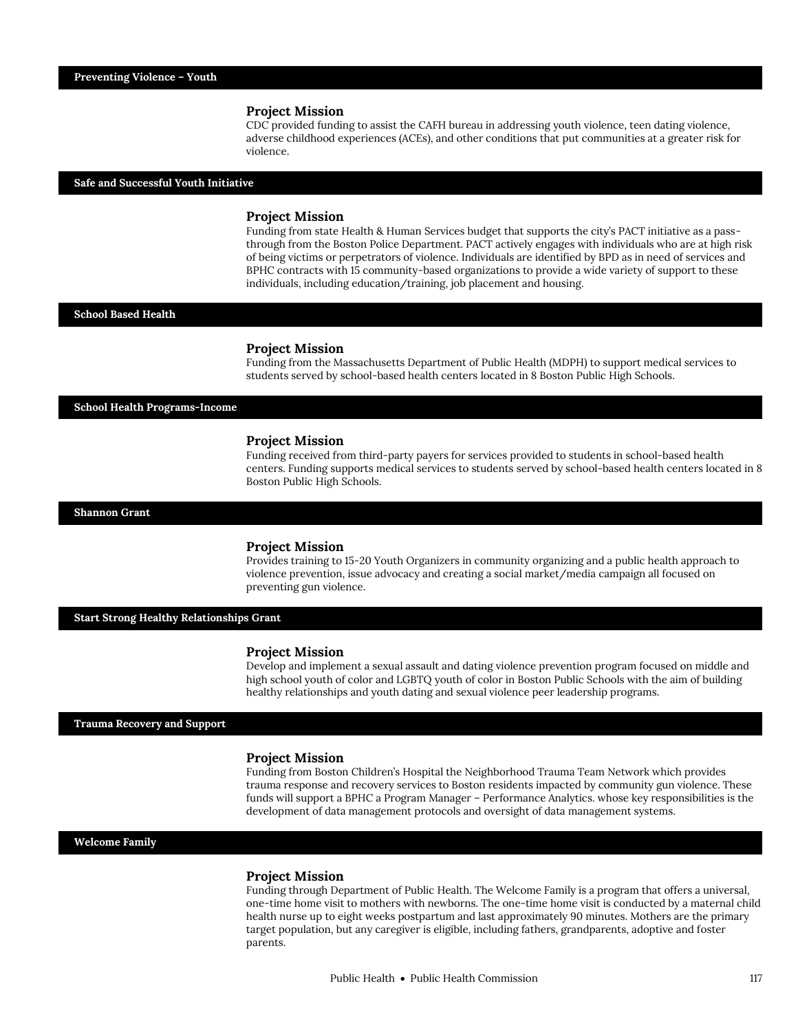## Preventing Violence – Youth

### Project Mission

CDC provided funding to assist the CAFH bureau in addressing youth violence, teen dating violence, adverse childhood experiences (ACEs), and other conditions that put communities at a greater risk for violence.

## Safe and Successful Youth Initiative

### Project Mission

Funding from state Health & Human Services budget that supports the city's PACT initiative as a pass-through from the Boston Police Department. PACT actively engages with individuals who are at high risk of being victims or perpetrators of violence. Individuals are identified by BPD as in need of services and BPHC contracts with 15 community-based organizations to provide a wide variety of support to these individuals, including education/training, job placement and housing.

## School Based Health

### Project Mission

Funding from the Massachusetts Department of Public Health (MDPH) to support medical services to students served by school-based health centers located in 8 Boston Public High Schools.

## School Health Programs-Income

### Project Mission

Funding received from third-party payers for services provided to students in school-based health centers. Funding supports medical services to students served by school-based health centers located in 8 Boston Public High Schools.

## Shannon Grant

### Project Mission

Provides training to 15-20 Youth Organizers in community organizing and a public health approach to violence prevention, issue advocacy and creating a social market/media campaign all focused on preventing gun violence.

## Start Strong Healthy Relationships Grant

### Project Mission

Develop and implement a sexual assault and dating violence prevention program focused on middle and high school youth of color and LGBTQ youth of color in Boston Public Schools with the aim of building healthy relationships and youth dating and sexual violence peer leadership programs.

## Trauma Recovery and Support

### Project Mission

Funding from Boston Children's Hospital the Neighborhood Trauma Team Network which provides trauma response and recovery services to Boston residents impacted by community gun violence. These funds will support a BPHC a Program Manager – Performance Analytics. whose key responsibilities is the development of data management protocols and oversight of data management systems.

## Welcome Family

### Project Mission

Funding through Department of Public Health. The Welcome Family is a program that offers a universal, one-time home visit to mothers with newborns. The one-time home visit is conducted by a maternal child health nurse up to eight weeks postpartum and last approximately 90 minutes. Mothers are the primary target population, but any caregiver is eligible, including fathers, grandparents, adoptive and foster parents.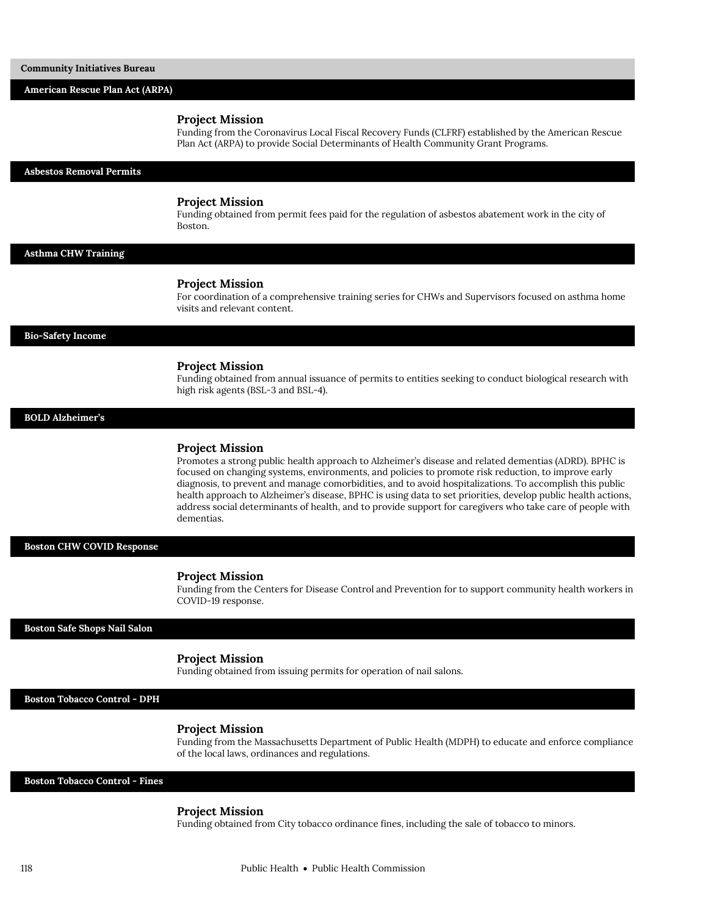## Community Initiatives Bureau

### American Rescue Plan Act (ARPA)

**Project Mission**

Funding from the Coronavirus Local Fiscal Recovery Funds (CLFRF) established by the American Rescue Plan Act (ARPA) to provide Social Determinants of Health Community Grant Programs.

### Asbestos Removal Permits

**Project Mission**

Funding obtained from permit fees paid for the regulation of asbestos abatement work in the city of Boston.

### Asthma CHW Training

**Project Mission**

For coordination of a comprehensive training series for CHWs and Supervisors focused on asthma home visits and relevant content.

### Bio-Safety Income

**Project Mission**

Funding obtained from annual issuance of permits to entities seeking to conduct biological research with high risk agents (BSL-3 and BSL-4).

### BOLD Alzheimer's

**Project Mission**

Promotes a strong public health approach to Alzheimer's disease and related dementias (ADRD). BPHC is focused on changing systems, environments, and policies to promote risk reduction, to improve early diagnosis, to prevent and manage comorbidities, and to avoid hospitalizations. To accomplish this public health approach to Alzheimer's disease, BPHC is using data to set priorities, develop public health actions, address social determinants of health, and to provide support for caregivers who take care of people with dementias.

### Boston CHW COVID Response

**Project Mission**

Funding from the Centers for Disease Control and Prevention for to support community health workers in COVID-19 response.

### Boston Safe Shops Nail Salon

**Project Mission**

Funding obtained from issuing permits for operation of nail salons.

### Boston Tobacco Control - DPH

**Project Mission**

Funding from the Massachusetts Department of Public Health (MDPH) to educate and enforce compliance of the local laws, ordinances and regulations.

### Boston Tobacco Control - Fines

**Project Mission**

Funding obtained from City tobacco ordinance fines, including the sale of tobacco to minors.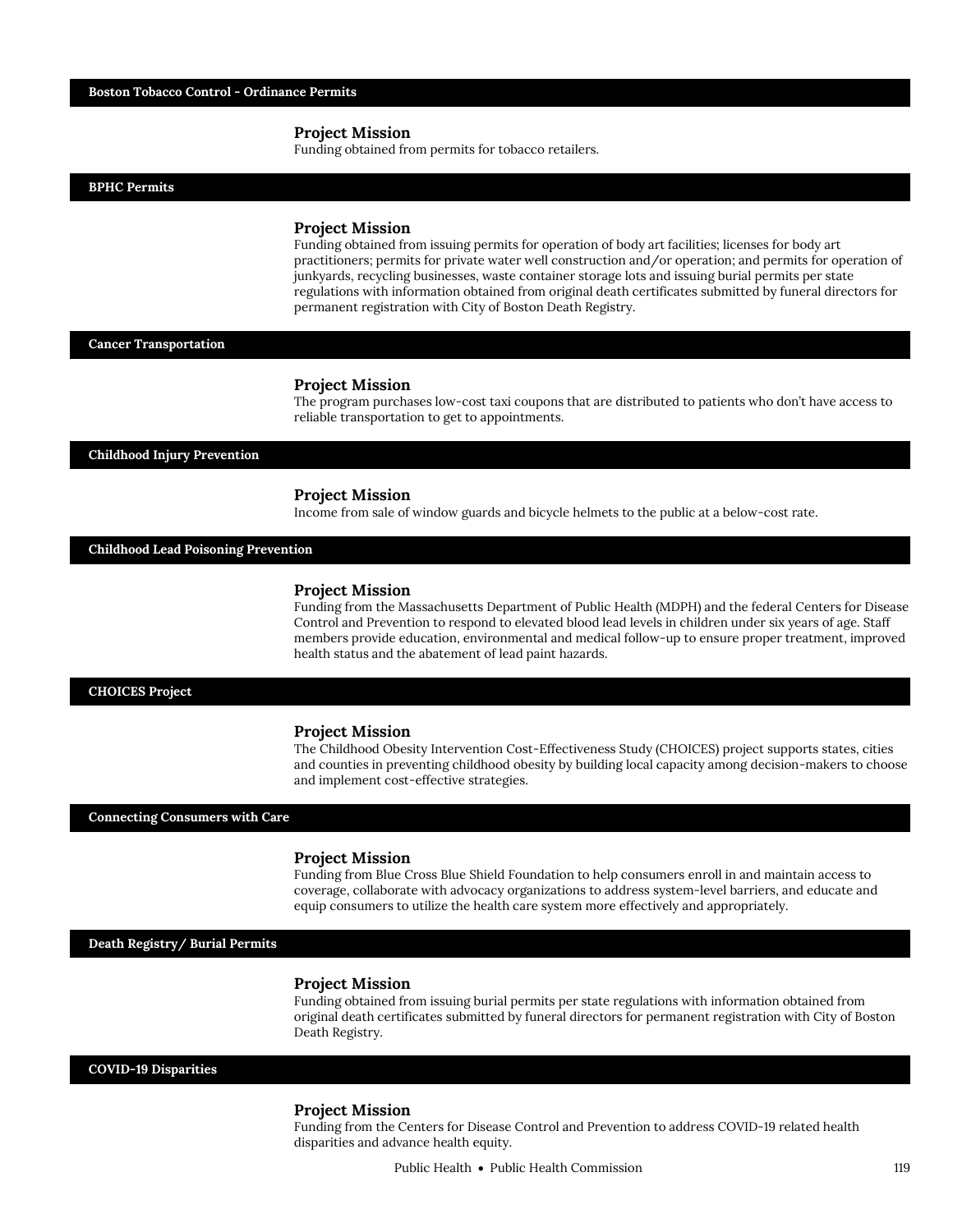## Boston Tobacco Control - Ordinance Permits

### Project Mission

Funding obtained from permits for tobacco retailers.

## BPHC Permits

### Project Mission

Funding obtained from issuing permits for operation of body art facilities; licenses for body art practitioners; permits for private water well construction and/or operation; and permits for operation of junkyards, recycling businesses, waste container storage lots and issuing burial permits per state regulations with information obtained from original death certificates submitted by funeral directors for permanent registration with City of Boston Death Registry.

## Cancer Transportation

### Project Mission

The program purchases low-cost taxi coupons that are distributed to patients who don't have access to reliable transportation to get to appointments.

## Childhood Injury Prevention

### Project Mission

Income from sale of window guards and bicycle helmets to the public at a below-cost rate.

## Childhood Lead Poisoning Prevention

### Project Mission

Funding from the Massachusetts Department of Public Health (MDPH) and the federal Centers for Disease Control and Prevention to respond to elevated blood lead levels in children under six years of age. Staff members provide education, environmental and medical follow-up to ensure proper treatment, improved health status and the abatement of lead paint hazards.

## CHOICES Project

### Project Mission

The Childhood Obesity Intervention Cost-Effectiveness Study (CHOICES) project supports states, cities and counties in preventing childhood obesity by building local capacity among decision-makers to choose and implement cost-effective strategies.

## Connecting Consumers with Care

### Project Mission

Funding from Blue Cross Blue Shield Foundation to help consumers enroll in and maintain access to coverage, collaborate with advocacy organizations to address system-level barriers, and educate and equip consumers to utilize the health care system more effectively and appropriately.

## Death Registry/ Burial Permits

### Project Mission

Funding obtained from issuing burial permits per state regulations with information obtained from original death certificates submitted by funeral directors for permanent registration with City of Boston Death Registry.

## COVID-19 Disparities

### Project Mission

Funding from the Centers for Disease Control and Prevention to address COVID-19 related health disparities and advance health equity.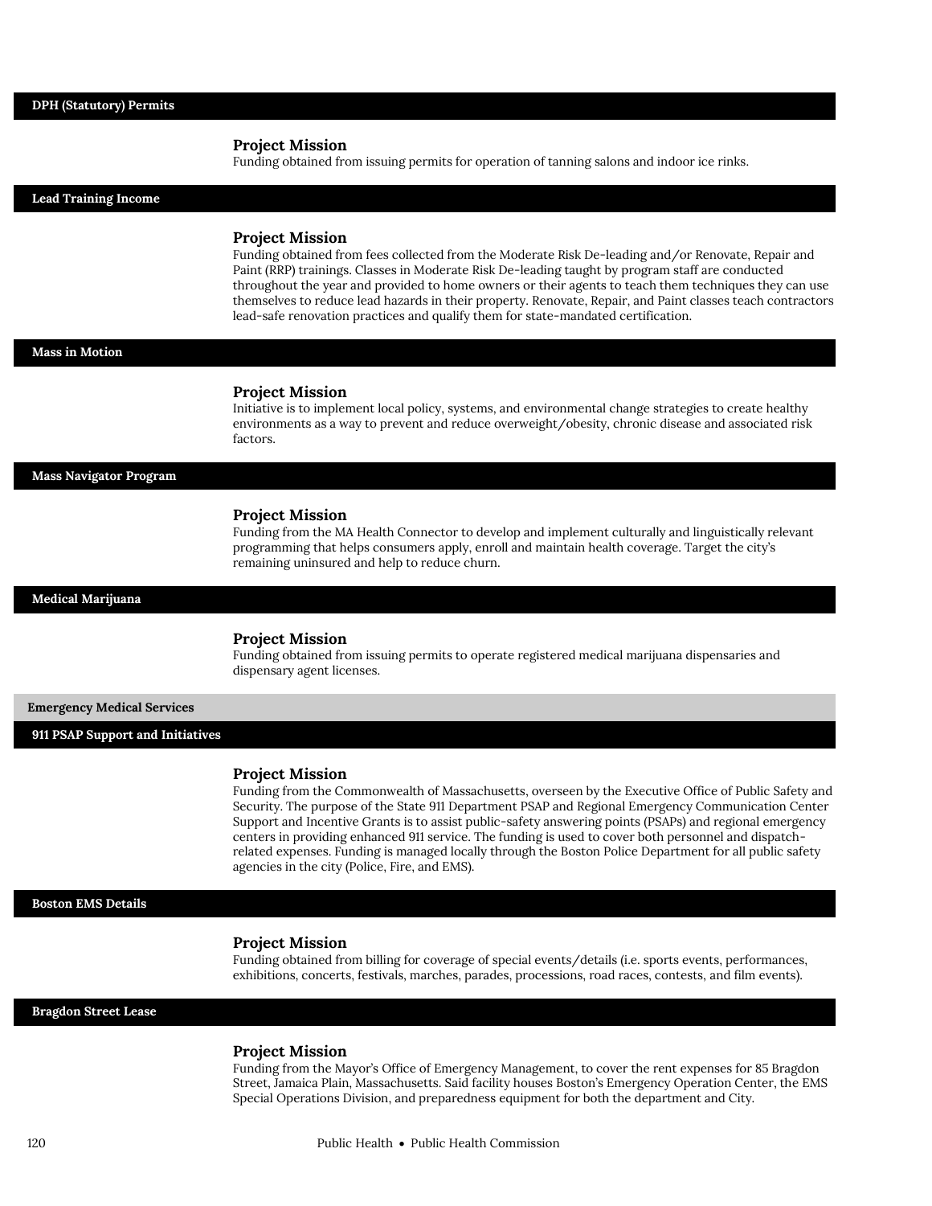### DPH (Statutory) Permits

**Project Mission**
Funding obtained from issuing permits for operation of tanning salons and indoor ice rinks.

### Lead Training Income

**Project Mission**
Funding obtained from fees collected from the Moderate Risk De-leading and/or Renovate, Repair and Paint (RRP) trainings. Classes in Moderate Risk De-leading taught by program staff are conducted throughout the year and provided to home owners or their agents to teach them techniques they can use themselves to reduce lead hazards in their property. Renovate, Repair, and Paint classes teach contractors lead-safe renovation practices and qualify them for state-mandated certification.

### Mass in Motion

**Project Mission**
Initiative is to implement local policy, systems, and environmental change strategies to create healthy environments as a way to prevent and reduce overweight/obesity, chronic disease and associated risk factors.

### Mass Navigator Program

**Project Mission**
Funding from the MA Health Connector to develop and implement culturally and linguistically relevant programming that helps consumers apply, enroll and maintain health coverage. Target the city's remaining uninsured and help to reduce churn.

### Medical Marijuana

**Project Mission**
Funding obtained from issuing permits to operate registered medical marijuana dispensaries and dispensary agent licenses.

## Emergency Medical Services

### 911 PSAP Support and Initiatives

**Project Mission**
Funding from the Commonwealth of Massachusetts, overseen by the Executive Office of Public Safety and Security. The purpose of the State 911 Department PSAP and Regional Emergency Communication Center Support and Incentive Grants is to assist public-safety answering points (PSAPs) and regional emergency centers in providing enhanced 911 service. The funding is used to cover both personnel and dispatch-related expenses. Funding is managed locally through the Boston Police Department for all public safety agencies in the city (Police, Fire, and EMS).

### Boston EMS Details

**Project Mission**
Funding obtained from billing for coverage of special events/details (i.e. sports events, performances, exhibitions, concerts, festivals, marches, parades, processions, road races, contests, and film events).

### Bragdon Street Lease

**Project Mission**
Funding from the Mayor's Office of Emergency Management, to cover the rent expenses for 85 Bragdon Street, Jamaica Plain, Massachusetts. Said facility houses Boston's Emergency Operation Center, the EMS Special Operations Division, and preparedness equipment for both the department and City.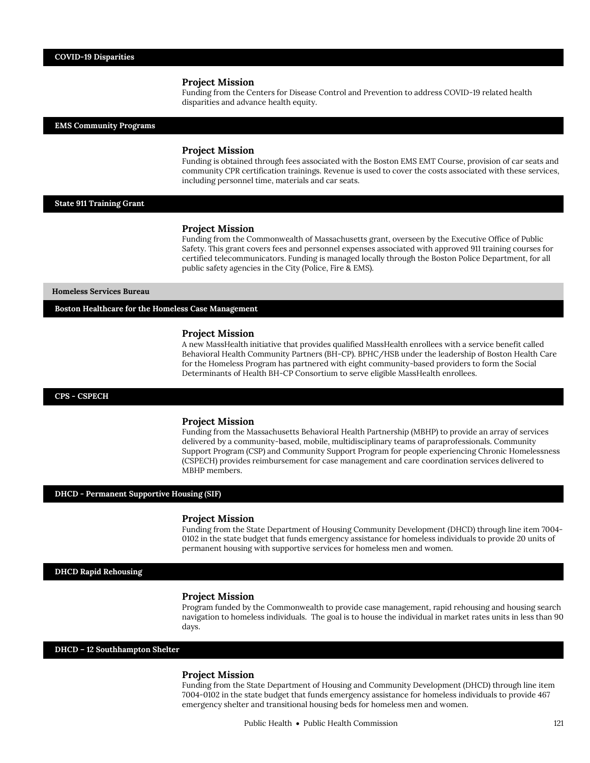## COVID-19 Disparities

### Project Mission

Funding from the Centers for Disease Control and Prevention to address COVID-19 related health disparities and advance health equity.

## EMS Community Programs

### Project Mission

Funding is obtained through fees associated with the Boston EMS EMT Course, provision of car seats and community CPR certification trainings. Revenue is used to cover the costs associated with these services, including personnel time, materials and car seats.

## State 911 Training Grant

### Project Mission

Funding from the Commonwealth of Massachusetts grant, overseen by the Executive Office of Public Safety. This grant covers fees and personnel expenses associated with approved 911 training courses for certified telecommunicators. Funding is managed locally through the Boston Police Department, for all public safety agencies in the City (Police, Fire & EMS).

# Homeless Services Bureau

## Boston Healthcare for the Homeless Case Management

### Project Mission

A new MassHealth initiative that provides qualified MassHealth enrollees with a service benefit called Behavioral Health Community Partners (BH-CP). BPHC/HSB under the leadership of Boston Health Care for the Homeless Program has partnered with eight community-based providers to form the Social Determinants of Health BH-CP Consortium to serve eligible MassHealth enrollees.

## CPS - CSPECH

### Project Mission

Funding from the Massachusetts Behavioral Health Partnership (MBHP) to provide an array of services delivered by a community-based, mobile, multidisciplinary teams of paraprofessionals. Community Support Program (CSP) and Community Support Program for people experiencing Chronic Homelessness (CSPECH) provides reimbursement for case management and care coordination services delivered to MBHP members.

## DHCD - Permanent Supportive Housing (SIF)

### Project Mission

Funding from the State Department of Housing Community Development (DHCD) through line item 7004-0102 in the state budget that funds emergency assistance for homeless individuals to provide 20 units of permanent housing with supportive services for homeless men and women.

## DHCD Rapid Rehousing

### Project Mission

Program funded by the Commonwealth to provide case management, rapid rehousing and housing search navigation to homeless individuals. The goal is to house the individual in market rates units in less than 90 days.

## DHCD – 12 Southhampton Shelter

### Project Mission

Funding from the State Department of Housing and Community Development (DHCD) through line item 7004-0102 in the state budget that funds emergency assistance for homeless individuals to provide 467 emergency shelter and transitional housing beds for homeless men and women.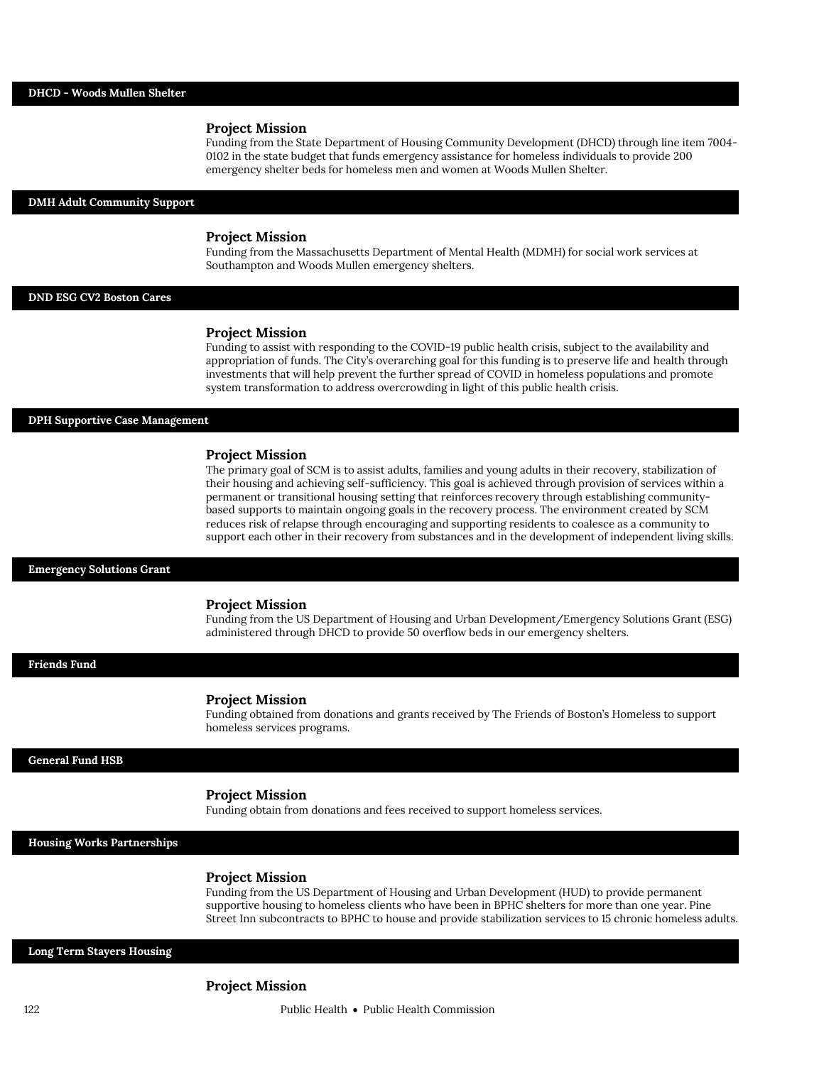## DHCD - Woods Mullen Shelter

### Project Mission

Funding from the State Department of Housing Community Development (DHCD) through line item 7004-0102 in the state budget that funds emergency assistance for homeless individuals to provide 200 emergency shelter beds for homeless men and women at Woods Mullen Shelter.

## DMH Adult Community Support

### Project Mission

Funding from the Massachusetts Department of Mental Health (MDMH) for social work services at Southampton and Woods Mullen emergency shelters.

## DND ESG CV2 Boston Cares

### Project Mission

Funding to assist with responding to the COVID-19 public health crisis, subject to the availability and appropriation of funds. The City's overarching goal for this funding is to preserve life and health through investments that will help prevent the further spread of COVID in homeless populations and promote system transformation to address overcrowding in light of this public health crisis.

## DPH Supportive Case Management

### Project Mission

The primary goal of SCM is to assist adults, families and young adults in their recovery, stabilization of their housing and achieving self-sufficiency. This goal is achieved through provision of services within a permanent or transitional housing setting that reinforces recovery through establishing community-based supports to maintain ongoing goals in the recovery process. The environment created by SCM reduces risk of relapse through encouraging and supporting residents to coalesce as a community to support each other in their recovery from substances and in the development of independent living skills.

## Emergency Solutions Grant

### Project Mission

Funding from the US Department of Housing and Urban Development/Emergency Solutions Grant (ESG) administered through DHCD to provide 50 overflow beds in our emergency shelters.

## Friends Fund

### Project Mission

Funding obtained from donations and grants received by The Friends of Boston's Homeless to support homeless services programs.

## General Fund HSB

### Project Mission

Funding obtain from donations and fees received to support homeless services.

## Housing Works Partnerships

### Project Mission

Funding from the US Department of Housing and Urban Development (HUD) to provide permanent supportive housing to homeless clients who have been in BPHC shelters for more than one year. Pine Street Inn subcontracts to BPHC to house and provide stabilization services to 15 chronic homeless adults.

## Long Term Stayers Housing

### Project Mission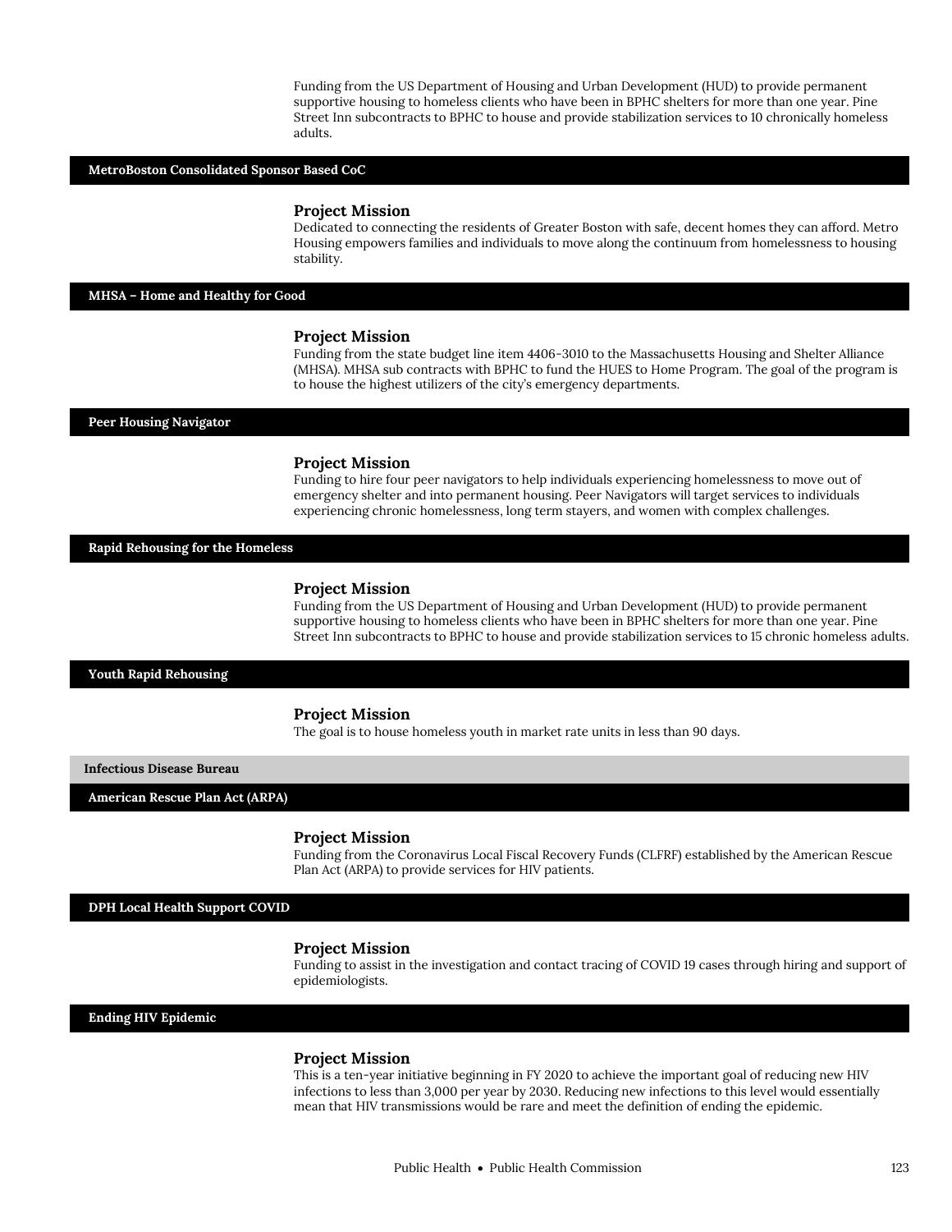Funding from the US Department of Housing and Urban Development (HUD) to provide permanent supportive housing to homeless clients who have been in BPHC shelters for more than one year. Pine Street Inn subcontracts to BPHC to house and provide stabilization services to 10 chronically homeless adults.

### MetroBoston Consolidated Sponsor Based CoC

**Project Mission**

Dedicated to connecting the residents of Greater Boston with safe, decent homes they can afford. Metro Housing empowers families and individuals to move along the continuum from homelessness to housing stability.

### MHSA – Home and Healthy for Good

**Project Mission**

Funding from the state budget line item 4406-3010 to the Massachusetts Housing and Shelter Alliance (MHSA). MHSA sub contracts with BPHC to fund the HUES to Home Program. The goal of the program is to house the highest utilizers of the city's emergency departments.

### Peer Housing Navigator

**Project Mission**

Funding to hire four peer navigators to help individuals experiencing homelessness to move out of emergency shelter and into permanent housing. Peer Navigators will target services to individuals experiencing chronic homelessness, long term stayers, and women with complex challenges.

### Rapid Rehousing for the Homeless

**Project Mission**

Funding from the US Department of Housing and Urban Development (HUD) to provide permanent supportive housing to homeless clients who have been in BPHC shelters for more than one year. Pine Street Inn subcontracts to BPHC to house and provide stabilization services to 15 chronic homeless adults.

### Youth Rapid Rehousing

**Project Mission**

The goal is to house homeless youth in market rate units in less than 90 days.

## Infectious Disease Bureau

### American Rescue Plan Act (ARPA)

**Project Mission**

Funding from the Coronavirus Local Fiscal Recovery Funds (CLFRF) established by the American Rescue Plan Act (ARPA) to provide services for HIV patients.

### DPH Local Health Support COVID

**Project Mission**

Funding to assist in the investigation and contact tracing of COVID 19 cases through hiring and support of epidemiologists.

### Ending HIV Epidemic

**Project Mission**

This is a ten-year initiative beginning in FY 2020 to achieve the important goal of reducing new HIV infections to less than 3,000 per year by 2030. Reducing new infections to this level would essentially mean that HIV transmissions would be rare and meet the definition of ending the epidemic.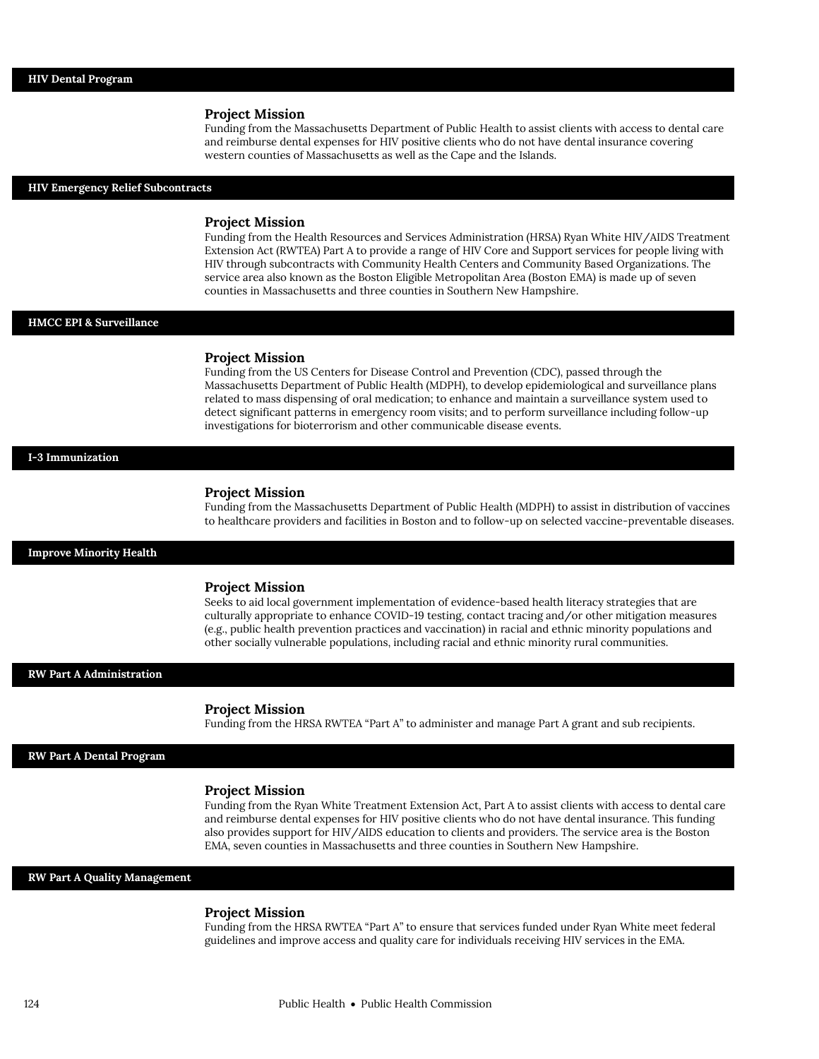## HIV Dental Program

### Project Mission

Funding from the Massachusetts Department of Public Health to assist clients with access to dental care and reimburse dental expenses for HIV positive clients who do not have dental insurance covering western counties of Massachusetts as well as the Cape and the Islands.

## HIV Emergency Relief Subcontracts

### Project Mission

Funding from the Health Resources and Services Administration (HRSA) Ryan White HIV/AIDS Treatment Extension Act (RWTEA) Part A to provide a range of HIV Core and Support services for people living with HIV through subcontracts with Community Health Centers and Community Based Organizations. The service area also known as the Boston Eligible Metropolitan Area (Boston EMA) is made up of seven counties in Massachusetts and three counties in Southern New Hampshire.

## HMCC EPI & Surveillance

### Project Mission

Funding from the US Centers for Disease Control and Prevention (CDC), passed through the Massachusetts Department of Public Health (MDPH), to develop epidemiological and surveillance plans related to mass dispensing of oral medication; to enhance and maintain a surveillance system used to detect significant patterns in emergency room visits; and to perform surveillance including follow-up investigations for bioterrorism and other communicable disease events.

## I-3 Immunization

### Project Mission

Funding from the Massachusetts Department of Public Health (MDPH) to assist in distribution of vaccines to healthcare providers and facilities in Boston and to follow-up on selected vaccine-preventable diseases.

## Improve Minority Health

### Project Mission

Seeks to aid local government implementation of evidence-based health literacy strategies that are culturally appropriate to enhance COVID-19 testing, contact tracing and/or other mitigation measures (e.g., public health prevention practices and vaccination) in racial and ethnic minority populations and other socially vulnerable populations, including racial and ethnic minority rural communities.

## RW Part A Administration

### Project Mission

Funding from the HRSA RWTEA “Part A” to administer and manage Part A grant and sub recipients.

## RW Part A Dental Program

### Project Mission

Funding from the Ryan White Treatment Extension Act, Part A to assist clients with access to dental care and reimburse dental expenses for HIV positive clients who do not have dental insurance. This funding also provides support for HIV/AIDS education to clients and providers. The service area is the Boston EMA, seven counties in Massachusetts and three counties in Southern New Hampshire.

## RW Part A Quality Management

### Project Mission

Funding from the HRSA RWTEA “Part A” to ensure that services funded under Ryan White meet federal guidelines and improve access and quality care for individuals receiving HIV services in the EMA.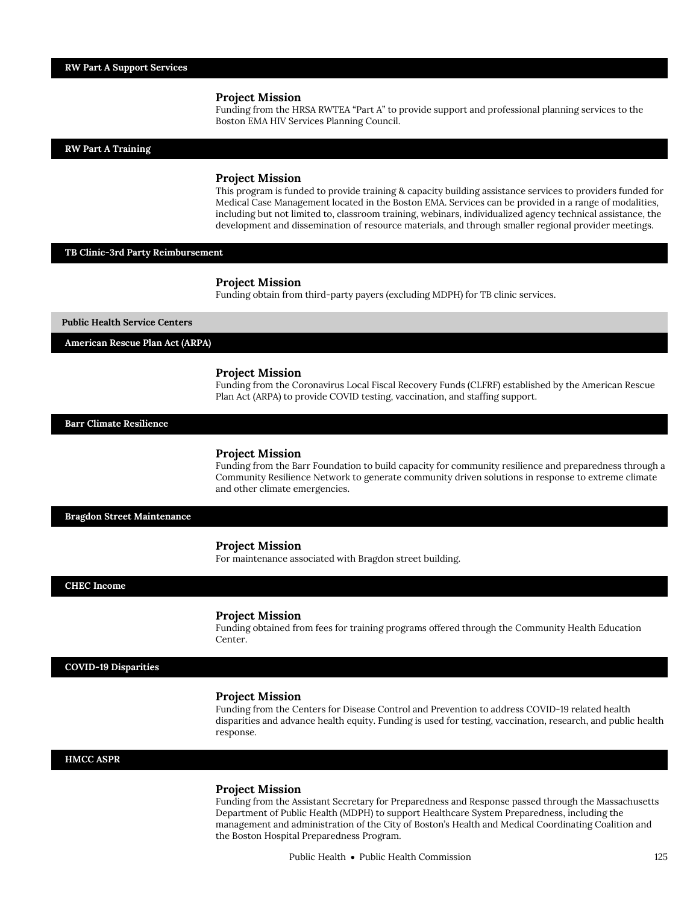### RW Part A Support Services

**Project Mission**

Funding from the HRSA RWTEA "Part A" to provide support and professional planning services to the Boston EMA HIV Services Planning Council.

### RW Part A Training

**Project Mission**

This program is funded to provide training & capacity building assistance services to providers funded for Medical Case Management located in the Boston EMA. Services can be provided in a range of modalities, including but not limited to, classroom training, webinars, individualized agency technical assistance, the development and dissemination of resource materials, and through smaller regional provider meetings.

### TB Clinic-3rd Party Reimbursement

**Project Mission**

Funding obtain from third-party payers (excluding MDPH) for TB clinic services.

## Public Health Service Centers

### American Rescue Plan Act (ARPA)

**Project Mission**

Funding from the Coronavirus Local Fiscal Recovery Funds (CLFRF) established by the American Rescue Plan Act (ARPA) to provide COVID testing, vaccination, and staffing support.

### Barr Climate Resilience

**Project Mission**

Funding from the Barr Foundation to build capacity for community resilience and preparedness through a Community Resilience Network to generate community driven solutions in response to extreme climate and other climate emergencies.

### Bragdon Street Maintenance

**Project Mission**

For maintenance associated with Bragdon street building.

### CHEC Income

**Project Mission**

Funding obtained from fees for training programs offered through the Community Health Education Center.

### COVID-19 Disparities

**Project Mission**

Funding from the Centers for Disease Control and Prevention to address COVID-19 related health disparities and advance health equity. Funding is used for testing, vaccination, research, and public health response.

### HMCC ASPR

**Project Mission**

Funding from the Assistant Secretary for Preparedness and Response passed through the Massachusetts Department of Public Health (MDPH) to support Healthcare System Preparedness, including the management and administration of the City of Boston's Health and Medical Coordinating Coalition and the Boston Hospital Preparedness Program.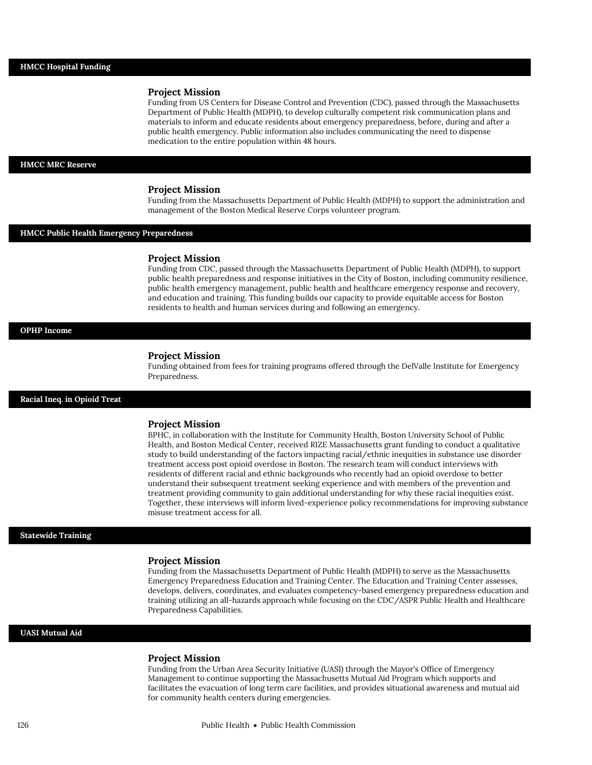## HMCC Hospital Funding

### Project Mission

Funding from US Centers for Disease Control and Prevention (CDC), passed through the Massachusetts Department of Public Health (MDPH), to develop culturally competent risk communication plans and materials to inform and educate residents about emergency preparedness, before, during and after a public health emergency. Public information also includes communicating the need to dispense medication to the entire population within 48 hours.

## HMCC MRC Reserve

### Project Mission

Funding from the Massachusetts Department of Public Health (MDPH) to support the administration and management of the Boston Medical Reserve Corps volunteer program.

## HMCC Public Health Emergency Preparedness

### Project Mission

Funding from CDC, passed through the Massachusetts Department of Public Health (MDPH), to support public health preparedness and response initiatives in the City of Boston, including community resilience, public health emergency management, public health and healthcare emergency response and recovery, and education and training. This funding builds our capacity to provide equitable access for Boston residents to health and human services during and following an emergency.

## OPHP Income

### Project Mission

Funding obtained from fees for training programs offered through the DelValle Institute for Emergency Preparedness.

## Racial Ineq. in Opioid Treat

### Project Mission

BPHC, in collaboration with the Institute for Community Health, Boston University School of Public Health, and Boston Medical Center, received RIZE Massachusetts grant funding to conduct a qualitative study to build understanding of the factors impacting racial/ethnic inequities in substance use disorder treatment access post opioid overdose in Boston. The research team will conduct interviews with residents of different racial and ethnic backgrounds who recently had an opioid overdose to better understand their subsequent treatment seeking experience and with members of the prevention and treatment providing community to gain additional understanding for why these racial inequities exist. Together, these interviews will inform lived-experience policy recommendations for improving substance misuse treatment access for all.

## Statewide Training

### Project Mission

Funding from the Massachusetts Department of Public Health (MDPH) to serve as the Massachusetts Emergency Preparedness Education and Training Center. The Education and Training Center assesses, develops, delivers, coordinates, and evaluates competency-based emergency preparedness education and training utilizing an all-hazards approach while focusing on the CDC/ASPR Public Health and Healthcare Preparedness Capabilities.

## UASI Mutual Aid

### Project Mission

Funding from the Urban Area Security Initiative (UASI) through the Mayor's Office of Emergency Management to continue supporting the Massachusetts Mutual Aid Program which supports and facilitates the evacuation of long term care facilities, and provides situational awareness and mutual aid for community health centers during emergencies.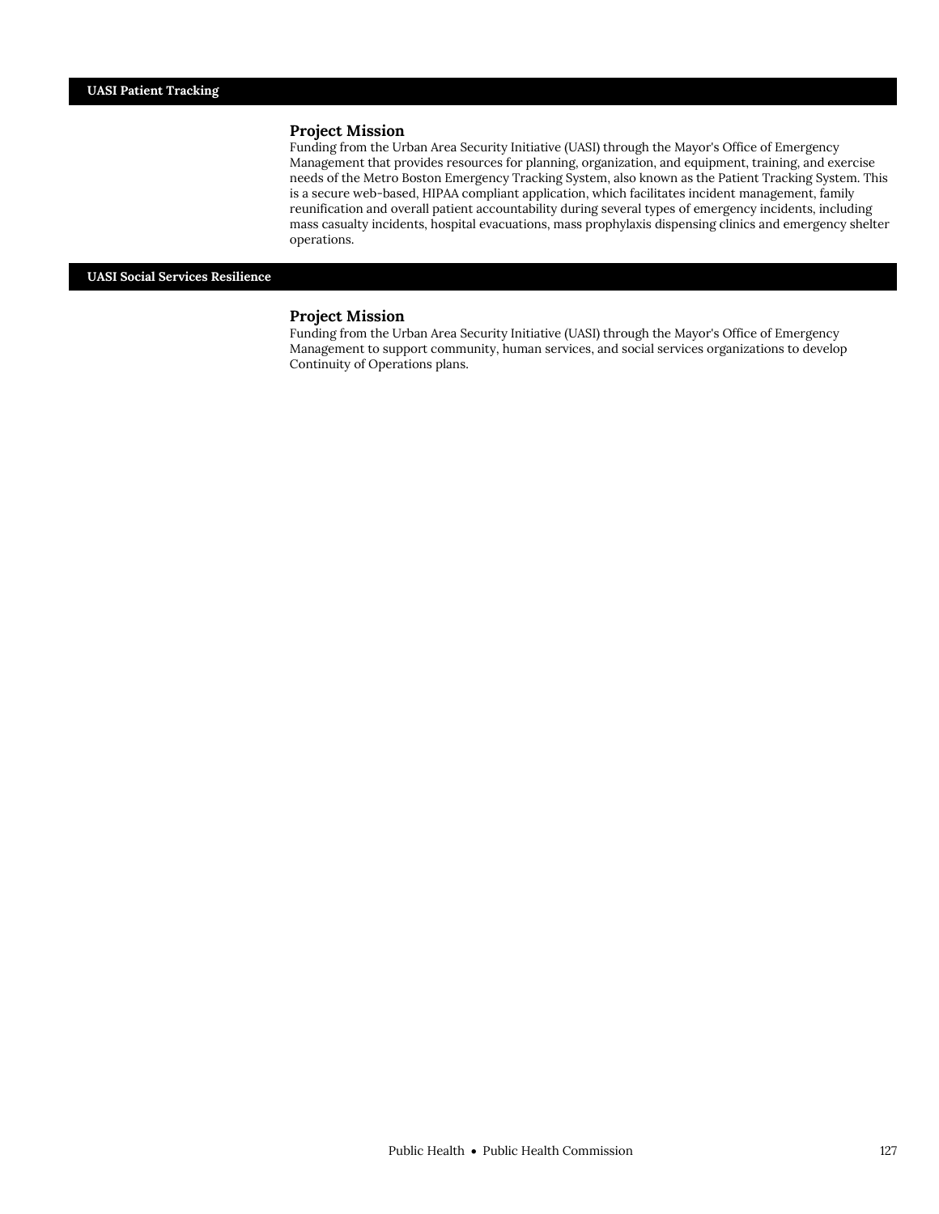## UASI Patient Tracking

### Project Mission

Funding from the Urban Area Security Initiative (UASI) through the Mayor's Office of Emergency Management that provides resources for planning, organization, and equipment, training, and exercise needs of the Metro Boston Emergency Tracking System, also known as the Patient Tracking System. This is a secure web-based, HIPAA compliant application, which facilitates incident management, family reunification and overall patient accountability during several types of emergency incidents, including mass casualty incidents, hospital evacuations, mass prophylaxis dispensing clinics and emergency shelter operations.

## UASI Social Services Resilience

### Project Mission

Funding from the Urban Area Security Initiative (UASI) through the Mayor's Office of Emergency Management to support community, human services, and social services organizations to develop Continuity of Operations plans.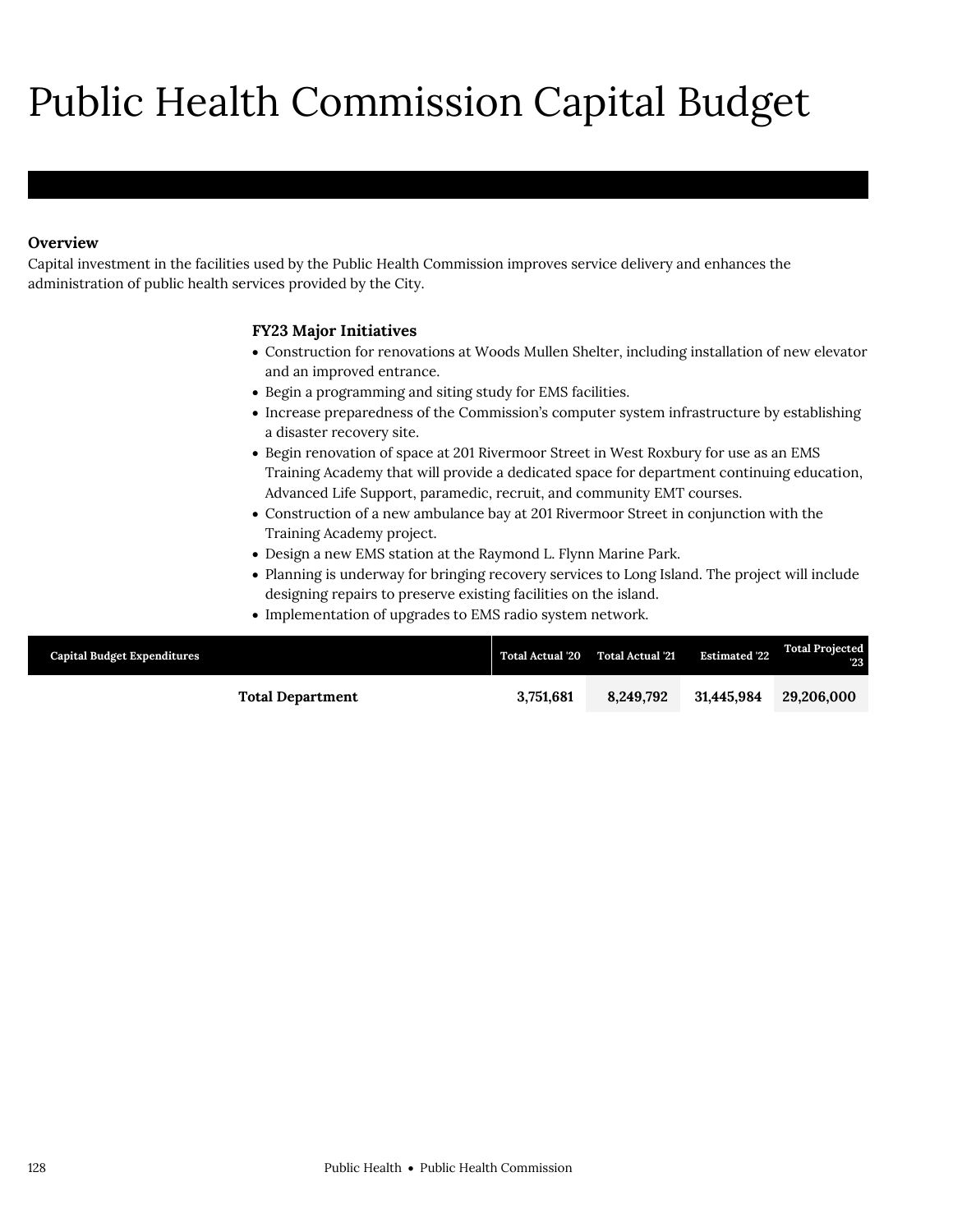# Public Health Commission Capital Budget

**Overview**

Capital investment in the facilities used by the Public Health Commission improves service delivery and enhances the administration of public health services provided by the City.

**FY23 Major Initiatives**

- Construction for renovations at Woods Mullen Shelter, including installation of new elevator and an improved entrance.
- Begin a programming and siting study for EMS facilities.
- Increase preparedness of the Commission's computer system infrastructure by establishing a disaster recovery site.
- Begin renovation of space at 201 Rivermoor Street in West Roxbury for use as an EMS Training Academy that will provide a dedicated space for department continuing education, Advanced Life Support, paramedic, recruit, and community EMT courses.
- Construction of a new ambulance bay at 201 Rivermoor Street in conjunction with the Training Academy project.
- Design a new EMS station at the Raymond L. Flynn Marine Park.
- Planning is underway for bringing recovery services to Long Island. The project will include designing repairs to preserve existing facilities on the island.
- Implementation of upgrades to EMS radio system network.

| Capital Budget Expenditures | Total Actual '20 | Total Actual '21 | Estimated '22 | Total Projected '23 |
|---|---|---|---|---|
| **Total Department** | **3,751,681** | **8,249,792** | **31,445,984** | **29,206,000** |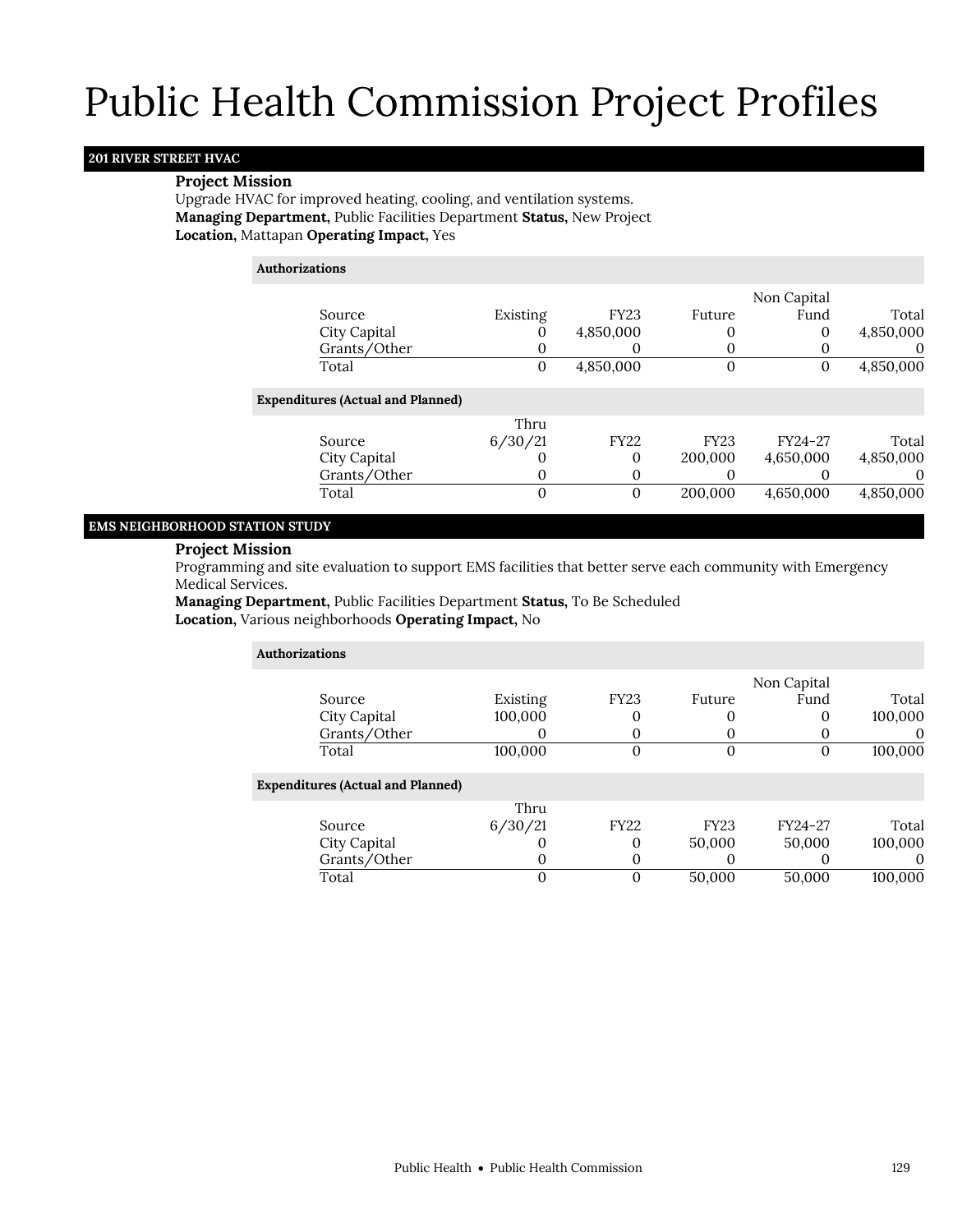# Public Health Commission Project Profiles

## 201 RIVER STREET HVAC

**Project Mission**

Upgrade HVAC for improved heating, cooling, and ventilation systems.

**Managing Department,** Public Facilities Department **Status,** New Project

**Location,** Mattapan **Operating Impact,** Yes

**Authorizations**

| Source | Existing | FY23 | Future | Non Capital Fund | Total |
|---|---|---|---|---|---|
| City Capital | 0 | 4,850,000 | 0 | 0 | 4,850,000 |
| Grants/Other | 0 | 0 | 0 | 0 | 0 |
| Total | 0 | 4,850,000 | 0 | 0 | 4,850,000 |

**Expenditures (Actual and Planned)**

| Source | Thru 6/30/21 | FY22 | FY23 | FY24-27 | Total |
|---|---|---|---|---|---|
| City Capital | 0 | 0 | 200,000 | 4,650,000 | 4,850,000 |
| Grants/Other | 0 | 0 | 0 | 0 | 0 |
| Total | 0 | 0 | 200,000 | 4,650,000 | 4,850,000 |

## EMS NEIGHBORHOOD STATION STUDY

**Project Mission**

Programming and site evaluation to support EMS facilities that better serve each community with Emergency Medical Services.

**Managing Department,** Public Facilities Department **Status,** To Be Scheduled

**Location,** Various neighborhoods **Operating Impact,** No

**Authorizations**

| Source | Existing | FY23 | Future | Non Capital Fund | Total |
|---|---|---|---|---|---|
| City Capital | 100,000 | 0 | 0 | 0 | 100,000 |
| Grants/Other | 0 | 0 | 0 | 0 | 0 |
| Total | 100,000 | 0 | 0 | 0 | 100,000 |

**Expenditures (Actual and Planned)**

| Source | Thru 6/30/21 | FY22 | FY23 | FY24-27 | Total |
|---|---|---|---|---|---|
| City Capital | 0 | 0 | 50,000 | 50,000 | 100,000 |
| Grants/Other | 0 | 0 | 0 | 0 | 0 |
| Total | 0 | 0 | 50,000 | 50,000 | 100,000 |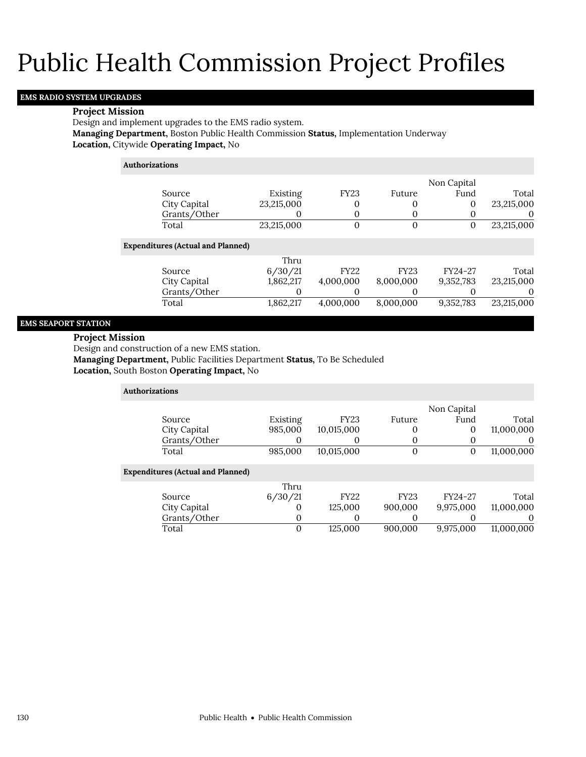# Public Health Commission Project Profiles

## EMS RADIO SYSTEM UPGRADES

**Project Mission**

Design and implement upgrades to the EMS radio system.

**Managing Department,** Boston Public Health Commission **Status,** Implementation Underway

**Location,** Citywide **Operating Impact,** No

**Authorizations**

| Source | Existing | FY23 | Future | Non Capital Fund | Total |
|---|---|---|---|---|---|
| City Capital | 23,215,000 | 0 | 0 | 0 | 23,215,000 |
| Grants/Other | 0 | 0 | 0 | 0 | 0 |
| Total | 23,215,000 | 0 | 0 | 0 | 23,215,000 |

**Expenditures (Actual and Planned)**

| Source | Thru 6/30/21 | FY22 | FY23 | FY24-27 | Total |
|---|---|---|---|---|---|
| City Capital | 1,862,217 | 4,000,000 | 8,000,000 | 9,352,783 | 23,215,000 |
| Grants/Other | 0 | 0 | 0 | 0 | 0 |
| Total | 1,862,217 | 4,000,000 | 8,000,000 | 9,352,783 | 23,215,000 |

## EMS SEAPORT STATION

**Project Mission**

Design and construction of a new EMS station.

**Managing Department,** Public Facilities Department **Status,** To Be Scheduled

**Location,** South Boston **Operating Impact,** No

**Authorizations**

| Source | Existing | FY23 | Future | Non Capital Fund | Total |
|---|---|---|---|---|---|
| City Capital | 985,000 | 10,015,000 | 0 | 0 | 11,000,000 |
| Grants/Other | 0 | 0 | 0 | 0 | 0 |
| Total | 985,000 | 10,015,000 | 0 | 0 | 11,000,000 |

**Expenditures (Actual and Planned)**

| Source | Thru 6/30/21 | FY22 | FY23 | FY24-27 | Total |
|---|---|---|---|---|---|
| City Capital | 0 | 125,000 | 900,000 | 9,975,000 | 11,000,000 |
| Grants/Other | 0 | 0 | 0 | 0 | 0 |
| Total | 0 | 125,000 | 900,000 | 9,975,000 | 11,000,000 |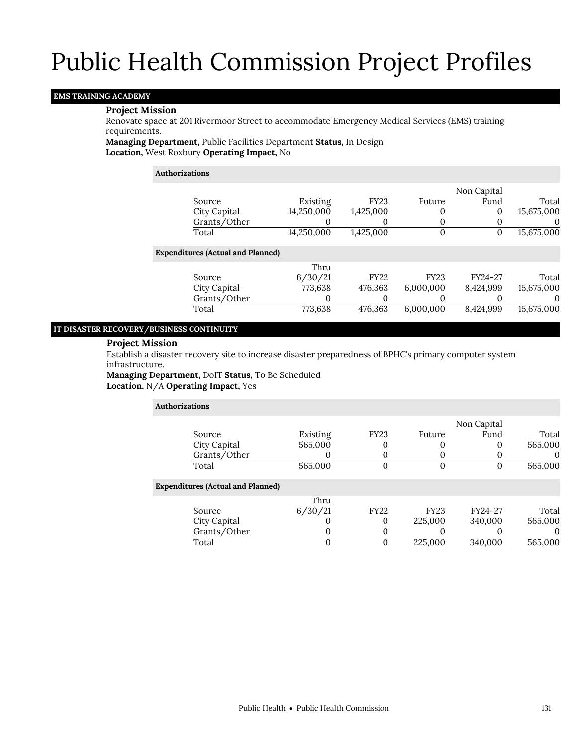# Public Health Commission Project Profiles

## EMS TRAINING ACADEMY

### Project Mission

Renovate space at 201 Rivermoor Street to accommodate Emergency Medical Services (EMS) training requirements.

**Managing Department,** Public Facilities Department **Status,** In Design
**Location,** West Roxbury **Operating Impact,** No

**Authorizations**

| Source | Existing | FY23 | Future | Non Capital Fund | Total |
|---|---|---|---|---|---|
| City Capital | 14,250,000 | 1,425,000 | 0 | 0 | 15,675,000 |
| Grants/Other | 0 | 0 | 0 | 0 | 0 |
| Total | 14,250,000 | 1,425,000 | 0 | 0 | 15,675,000 |

**Expenditures (Actual and Planned)**

| Source | Thru 6/30/21 | FY22 | FY23 | FY24-27 | Total |
|---|---|---|---|---|---|
| City Capital | 773,638 | 476,363 | 6,000,000 | 8,424,999 | 15,675,000 |
| Grants/Other | 0 | 0 | 0 | 0 | 0 |
| Total | 773,638 | 476,363 | 6,000,000 | 8,424,999 | 15,675,000 |

## IT DISASTER RECOVERY/BUSINESS CONTINUITY

### Project Mission

Establish a disaster recovery site to increase disaster preparedness of BPHC's primary computer system infrastructure.

**Managing Department,** DoIT **Status,** To Be Scheduled
**Location,** N/A **Operating Impact,** Yes

**Authorizations**

| Source | Existing | FY23 | Future | Non Capital Fund | Total |
|---|---|---|---|---|---|
| City Capital | 565,000 | 0 | 0 | 0 | 565,000 |
| Grants/Other | 0 | 0 | 0 | 0 | 0 |
| Total | 565,000 | 0 | 0 | 0 | 565,000 |

**Expenditures (Actual and Planned)**

| Source | Thru 6/30/21 | FY22 | FY23 | FY24-27 | Total |
|---|---|---|---|---|---|
| City Capital | 0 | 0 | 225,000 | 340,000 | 565,000 |
| Grants/Other | 0 | 0 | 0 | 0 | 0 |
| Total | 0 | 0 | 225,000 | 340,000 | 565,000 |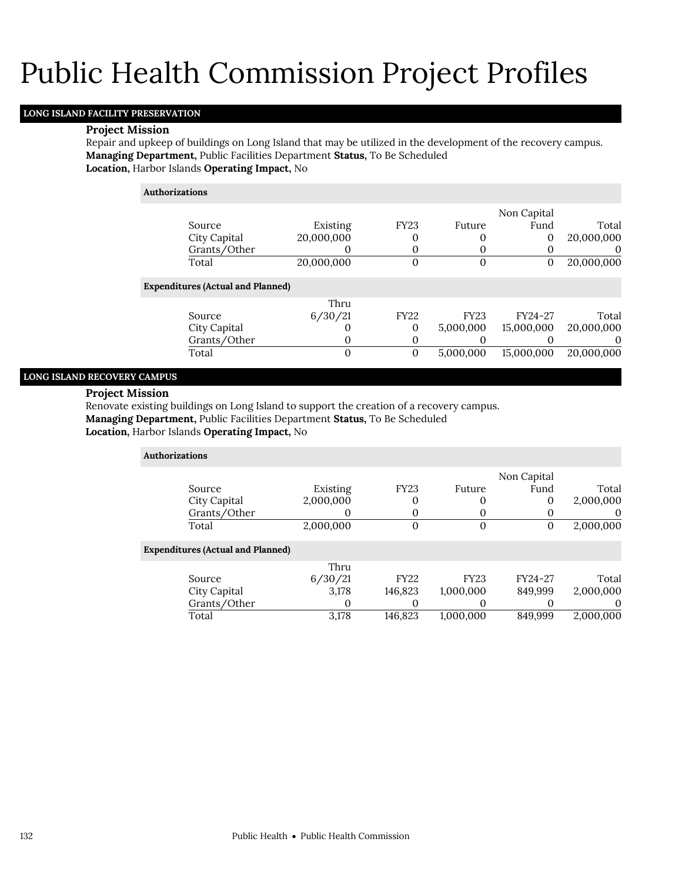# Public Health Commission Project Profiles

## LONG ISLAND FACILITY PRESERVATION

**Project Mission**

Repair and upkeep of buildings on Long Island that may be utilized in the development of the recovery campus.

**Managing Department,** Public Facilities Department **Status,** To Be Scheduled

**Location,** Harbor Islands **Operating Impact,** No

**Authorizations**

| Source | Existing | FY23 | Future | Non Capital Fund | Total |
|---|---|---|---|---|---|
| City Capital | 20,000,000 | 0 | 0 | 0 | 20,000,000 |
| Grants/Other | 0 | 0 | 0 | 0 | 0 |
| Total | 20,000,000 | 0 | 0 | 0 | 20,000,000 |

**Expenditures (Actual and Planned)**

| Source | Thru 6/30/21 | FY22 | FY23 | FY24-27 | Total |
|---|---|---|---|---|---|
| City Capital | 0 | 0 | 5,000,000 | 15,000,000 | 20,000,000 |
| Grants/Other | 0 | 0 | 0 | 0 | 0 |
| Total | 0 | 0 | 5,000,000 | 15,000,000 | 20,000,000 |

## LONG ISLAND RECOVERY CAMPUS

**Project Mission**

Renovate existing buildings on Long Island to support the creation of a recovery campus.

**Managing Department,** Public Facilities Department **Status,** To Be Scheduled

**Location,** Harbor Islands **Operating Impact,** No

**Authorizations**

| Source | Existing | FY23 | Future | Non Capital Fund | Total |
|---|---|---|---|---|---|
| City Capital | 2,000,000 | 0 | 0 | 0 | 2,000,000 |
| Grants/Other | 0 | 0 | 0 | 0 | 0 |
| Total | 2,000,000 | 0 | 0 | 0 | 2,000,000 |

**Expenditures (Actual and Planned)**

| Source | Thru 6/30/21 | FY22 | FY23 | FY24-27 | Total |
|---|---|---|---|---|---|
| City Capital | 3,178 | 146,823 | 1,000,000 | 849,999 | 2,000,000 |
| Grants/Other | 0 | 0 | 0 | 0 | 0 |
| Total | 3,178 | 146,823 | 1,000,000 | 849,999 | 2,000,000 |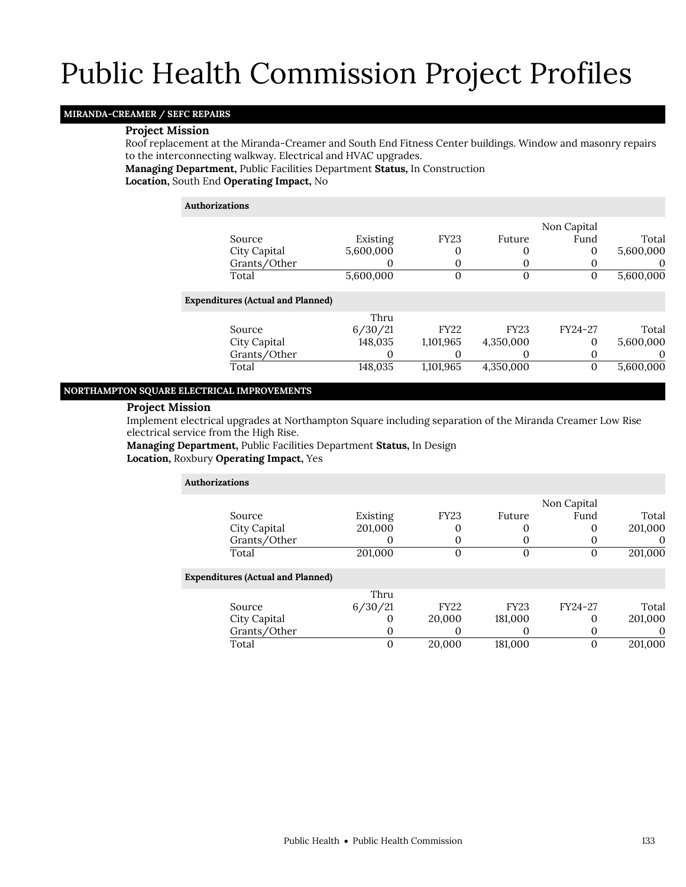# Public Health Commission Project Profiles

## MIRANDA-CREAMER / SEFC REPAIRS

**Project Mission**

Roof replacement at the Miranda-Creamer and South End Fitness Center buildings. Window and masonry repairs to the interconnecting walkway. Electrical and HVAC upgrades.

**Managing Department,** Public Facilities Department **Status,** In Construction
**Location,** South End **Operating Impact,** No

**Authorizations**

| Source | Existing | FY23 | Future | Non Capital Fund | Total |
|---|---|---|---|---|---|
| City Capital | 5,600,000 | 0 | 0 | 0 | 5,600,000 |
| Grants/Other | 0 | 0 | 0 | 0 | 0 |
| Total | 5,600,000 | 0 | 0 | 0 | 5,600,000 |

**Expenditures (Actual and Planned)**

| Source | Thru 6/30/21 | FY22 | FY23 | FY24-27 | Total |
|---|---|---|---|---|---|
| City Capital | 148,035 | 1,101,965 | 4,350,000 | 0 | 5,600,000 |
| Grants/Other | 0 | 0 | 0 | 0 | 0 |
| Total | 148,035 | 1,101,965 | 4,350,000 | 0 | 5,600,000 |

## NORTHAMPTON SQUARE ELECTRICAL IMPROVEMENTS

**Project Mission**

Implement electrical upgrades at Northampton Square including separation of the Miranda Creamer Low Rise electrical service from the High Rise.

**Managing Department,** Public Facilities Department **Status,** In Design
**Location,** Roxbury **Operating Impact,** Yes

**Authorizations**

| Source | Existing | FY23 | Future | Non Capital Fund | Total |
|---|---|---|---|---|---|
| City Capital | 201,000 | 0 | 0 | 0 | 201,000 |
| Grants/Other | 0 | 0 | 0 | 0 | 0 |
| Total | 201,000 | 0 | 0 | 0 | 201,000 |

**Expenditures (Actual and Planned)**

| Source | Thru 6/30/21 | FY22 | FY23 | FY24-27 | Total |
|---|---|---|---|---|---|
| City Capital | 0 | 20,000 | 181,000 | 0 | 201,000 |
| Grants/Other | 0 | 0 | 0 | 0 | 0 |
| Total | 0 | 20,000 | 181,000 | 0 | 201,000 |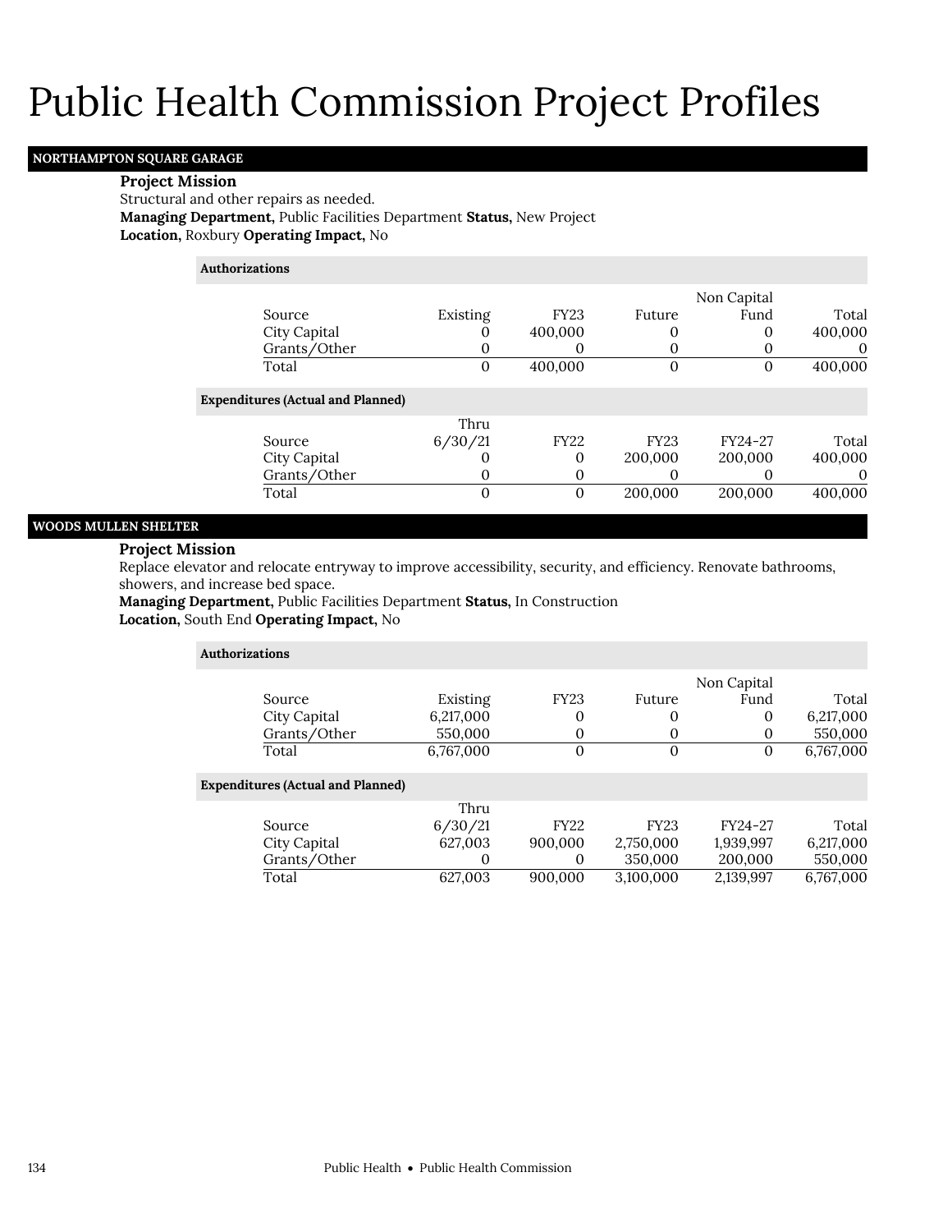# Public Health Commission Project Profiles

## NORTHAMPTON SQUARE GARAGE

**Project Mission**

Structural and other repairs as needed.

**Managing Department,** Public Facilities Department **Status,** New Project

**Location,** Roxbury **Operating Impact,** No

**Authorizations**

| Source | Existing | FY23 | Future | Non Capital Fund | Total |
|---|---|---|---|---|---|
| City Capital | 0 | 400,000 | 0 | 0 | 400,000 |
| Grants/Other | 0 | 0 | 0 | 0 | 0 |
| Total | 0 | 400,000 | 0 | 0 | 400,000 |

**Expenditures (Actual and Planned)**

| Source | Thru 6/30/21 | FY22 | FY23 | FY24-27 | Total |
|---|---|---|---|---|---|
| City Capital | 0 | 0 | 200,000 | 200,000 | 400,000 |
| Grants/Other | 0 | 0 | 0 | 0 | 0 |
| Total | 0 | 0 | 200,000 | 200,000 | 400,000 |

## WOODS MULLEN SHELTER

**Project Mission**

Replace elevator and relocate entryway to improve accessibility, security, and efficiency. Renovate bathrooms, showers, and increase bed space.

**Managing Department,** Public Facilities Department **Status,** In Construction

**Location,** South End **Operating Impact,** No

**Authorizations**

| Source | Existing | FY23 | Future | Non Capital Fund | Total |
|---|---|---|---|---|---|
| City Capital | 6,217,000 | 0 | 0 | 0 | 6,217,000 |
| Grants/Other | 550,000 | 0 | 0 | 0 | 550,000 |
| Total | 6,767,000 | 0 | 0 | 0 | 6,767,000 |

**Expenditures (Actual and Planned)**

| Source | Thru 6/30/21 | FY22 | FY23 | FY24-27 | Total |
|---|---|---|---|---|---|
| City Capital | 627,003 | 900,000 | 2,750,000 | 1,939,997 | 6,217,000 |
| Grants/Other | 0 | 0 | 350,000 | 200,000 | 550,000 |
| Total | 627,003 | 900,000 | 3,100,000 | 2,139,997 | 6,767,000 |